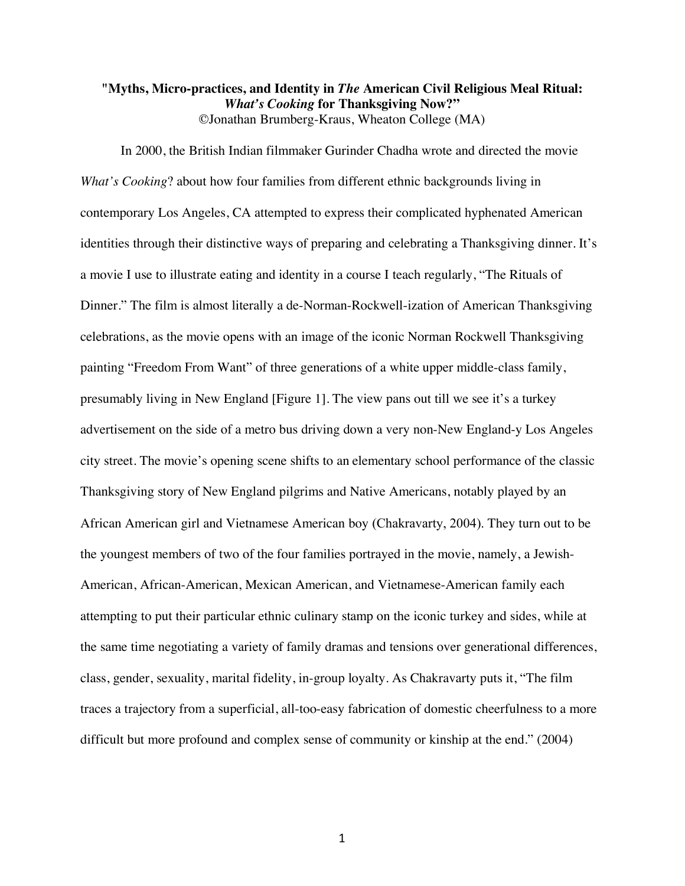**"Myths, Micro-practices, and Identity in *The* American Civil Religious Meal Ritual: *What's Cooking* for Thanksgiving Now?"**
©Jonathan Brumberg-Kraus, Wheaton College (MA)

In 2000, the British Indian filmmaker Gurinder Chadha wrote and directed the movie *What's Cooking*? about how four families from different ethnic backgrounds living in contemporary Los Angeles, CA attempted to express their complicated hyphenated American identities through their distinctive ways of preparing and celebrating a Thanksgiving dinner. It's a movie I use to illustrate eating and identity in a course I teach regularly, "The Rituals of Dinner." The film is almost literally a de-Norman-Rockwell-ization of American Thanksgiving celebrations, as the movie opens with an image of the iconic Norman Rockwell Thanksgiving painting "Freedom From Want" of three generations of a white upper middle-class family, presumably living in New England [Figure 1]. The view pans out till we see it's a turkey advertisement on the side of a metro bus driving down a very non-New England-y Los Angeles city street. The movie's opening scene shifts to an elementary school performance of the classic Thanksgiving story of New England pilgrims and Native Americans, notably played by an African American girl and Vietnamese American boy (Chakravarty, 2004). They turn out to be the youngest members of two of the four families portrayed in the movie, namely, a Jewish-American, African-American, Mexican American, and Vietnamese-American family each attempting to put their particular ethnic culinary stamp on the iconic turkey and sides, while at the same time negotiating a variety of family dramas and tensions over generational differences, class, gender, sexuality, marital fidelity, in-group loyalty. As Chakravarty puts it, "The film traces a trajectory from a superficial, all-too-easy fabrication of domestic cheerfulness to a more difficult but more profound and complex sense of community or kinship at the end." (2004)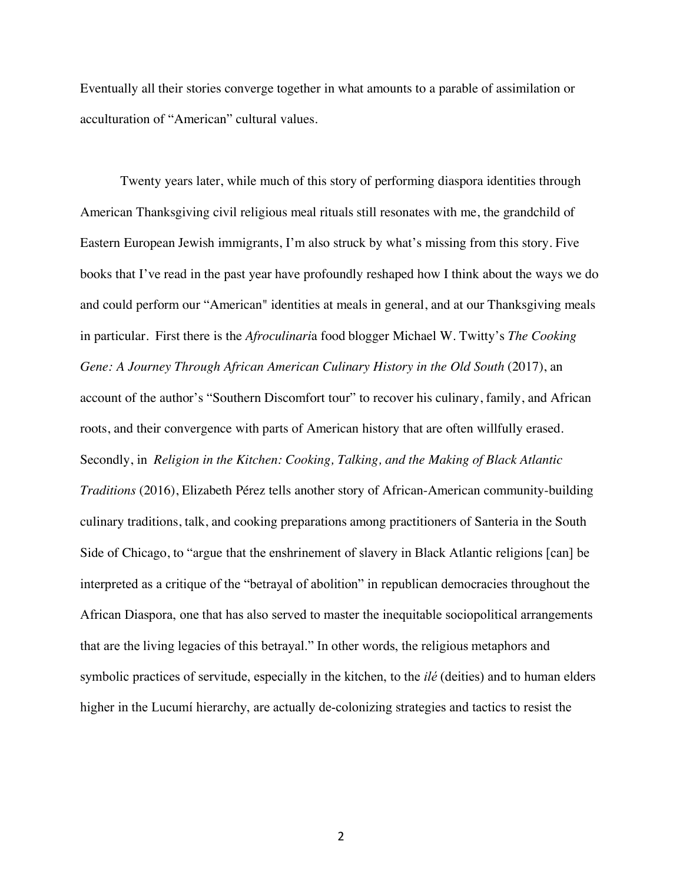Eventually all their stories converge together in what amounts to a parable of assimilation or acculturation of "American" cultural values.

Twenty years later, while much of this story of performing diaspora identities through American Thanksgiving civil religious meal rituals still resonates with me, the grandchild of Eastern European Jewish immigrants, I'm also struck by what's missing from this story. Five books that I've read in the past year have profoundly reshaped how I think about the ways we do and could perform our "American" identities at meals in general, and at our Thanksgiving meals in particular. First there is the *Afroculinari*a food blogger Michael W. Twitty's *The Cooking Gene: A Journey Through African American Culinary History in the Old South* (2017), an account of the author's "Southern Discomfort tour" to recover his culinary, family, and African roots, and their convergence with parts of American history that are often willfully erased. Secondly, in *Religion in the Kitchen: Cooking, Talking, and the Making of Black Atlantic Traditions* (2016), Elizabeth Pérez tells another story of African-American community-building culinary traditions, talk, and cooking preparations among practitioners of Santeria in the South Side of Chicago, to "argue that the enshrinement of slavery in Black Atlantic religions [can] be interpreted as a critique of the "betrayal of abolition" in republican democracies throughout the African Diaspora, one that has also served to master the inequitable sociopolitical arrangements that are the living legacies of this betrayal." In other words, the religious metaphors and symbolic practices of servitude, especially in the kitchen, to the *ilé* (deities) and to human elders higher in the Lucumí hierarchy, are actually de-colonizing strategies and tactics to resist the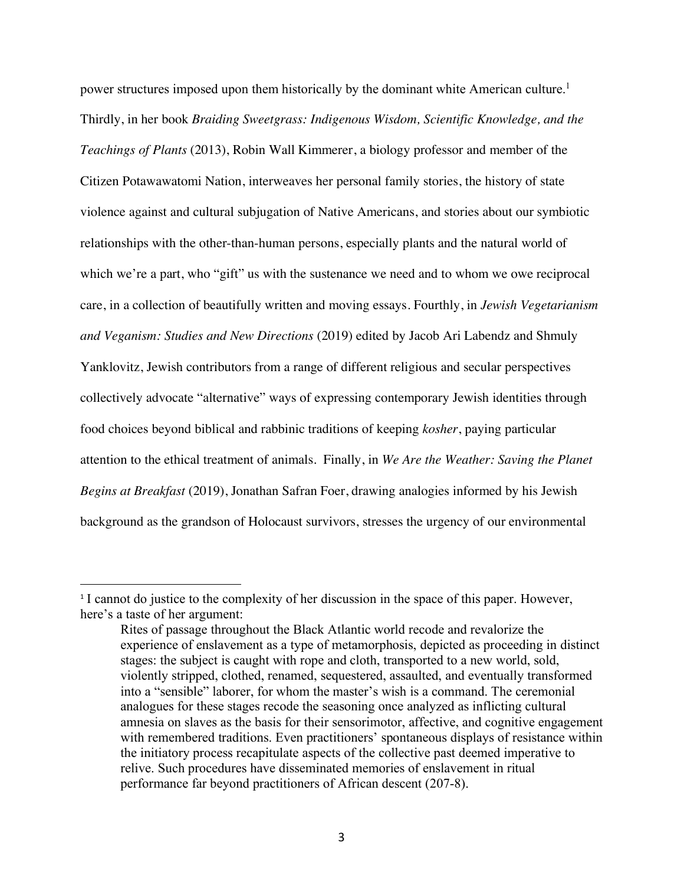power structures imposed upon them historically by the dominant white American culture.[1] Thirdly, in her book *Braiding Sweetgrass: Indigenous Wisdom, Scientific Knowledge, and the Teachings of Plants* (2013), Robin Wall Kimmerer, a biology professor and member of the Citizen Potawawatomi Nation, interweaves her personal family stories, the history of state violence against and cultural subjugation of Native Americans, and stories about our symbiotic relationships with the other-than-human persons, especially plants and the natural world of which we're a part, who "gift" us with the sustenance we need and to whom we owe reciprocal care, in a collection of beautifully written and moving essays. Fourthly, in *Jewish Vegetarianism and Veganism: Studies and New Directions* (2019) edited by Jacob Ari Labendz and Shmuly Yanklovitz, Jewish contributors from a range of different religious and secular perspectives collectively advocate "alternative" ways of expressing contemporary Jewish identities through food choices beyond biblical and rabbinic traditions of keeping *kosher*, paying particular attention to the ethical treatment of animals. Finally, in *We Are the Weather: Saving the Planet Begins at Breakfast* (2019), Jonathan Safran Foer, drawing analogies informed by his Jewish background as the grandson of Holocaust survivors, stresses the urgency of our environmental

---

[1] I cannot do justice to the complexity of her discussion in the space of this paper. However, here's a taste of her argument:

> Rites of passage throughout the Black Atlantic world recode and revalorize the experience of enslavement as a type of metamorphosis, depicted as proceeding in distinct stages: the subject is caught with rope and cloth, transported to a new world, sold, violently stripped, clothed, renamed, sequestered, assaulted, and eventually transformed into a "sensible" laborer, for whom the master's wish is a command. The ceremonial analogues for these stages recode the seasoning once analyzed as inflicting cultural amnesia on slaves as the basis for their sensorimotor, affective, and cognitive engagement with remembered traditions. Even practitioners' spontaneous displays of resistance within the initiatory process recapitulate aspects of the collective past deemed imperative to relive. Such procedures have disseminated memories of enslavement in ritual performance far beyond practitioners of African descent (207-8).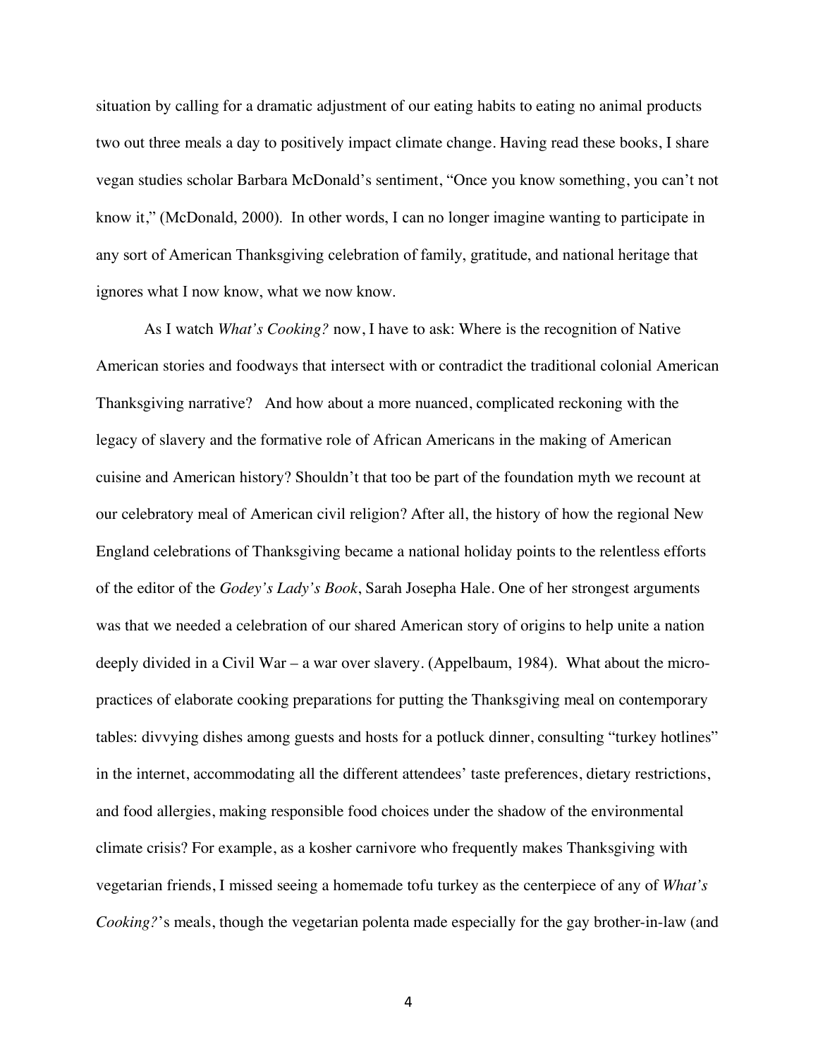situation by calling for a dramatic adjustment of our eating habits to eating no animal products two out three meals a day to positively impact climate change. Having read these books, I share vegan studies scholar Barbara McDonald's sentiment, "Once you know something, you can't not know it," (McDonald, 2000). In other words, I can no longer imagine wanting to participate in any sort of American Thanksgiving celebration of family, gratitude, and national heritage that ignores what I now know, what we now know.

As I watch *What's Cooking?* now, I have to ask: Where is the recognition of Native American stories and foodways that intersect with or contradict the traditional colonial American Thanksgiving narrative? And how about a more nuanced, complicated reckoning with the legacy of slavery and the formative role of African Americans in the making of American cuisine and American history? Shouldn't that too be part of the foundation myth we recount at our celebratory meal of American civil religion? After all, the history of how the regional New England celebrations of Thanksgiving became a national holiday points to the relentless efforts of the editor of the *Godey's Lady's Book*, Sarah Josepha Hale. One of her strongest arguments was that we needed a celebration of our shared American story of origins to help unite a nation deeply divided in a Civil War – a war over slavery. (Appelbaum, 1984). What about the micro-practices of elaborate cooking preparations for putting the Thanksgiving meal on contemporary tables: divvying dishes among guests and hosts for a potluck dinner, consulting "turkey hotlines" in the internet, accommodating all the different attendees' taste preferences, dietary restrictions, and food allergies, making responsible food choices under the shadow of the environmental climate crisis? For example, as a kosher carnivore who frequently makes Thanksgiving with vegetarian friends, I missed seeing a homemade tofu turkey as the centerpiece of any of *What's Cooking?*'s meals, though the vegetarian polenta made especially for the gay brother-in-law (and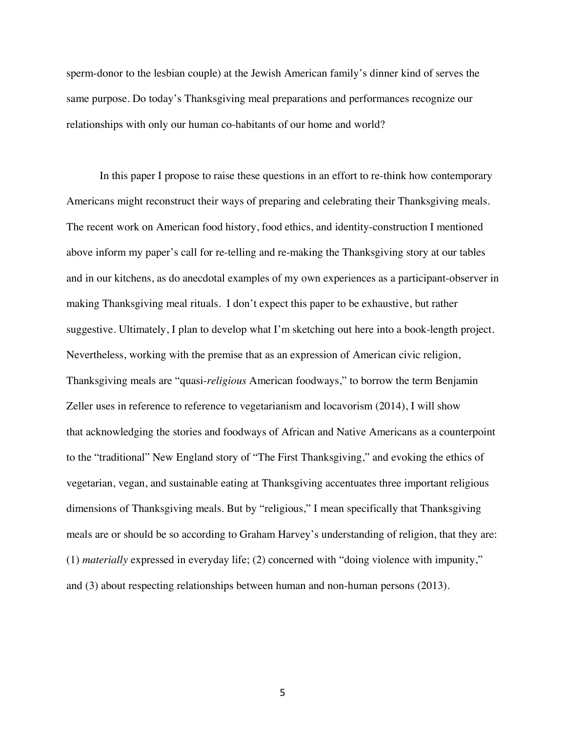sperm-donor to the lesbian couple) at the Jewish American family's dinner kind of serves the same purpose. Do today's Thanksgiving meal preparations and performances recognize our relationships with only our human co-habitants of our home and world?

In this paper I propose to raise these questions in an effort to re-think how contemporary Americans might reconstruct their ways of preparing and celebrating their Thanksgiving meals. The recent work on American food history, food ethics, and identity-construction I mentioned above inform my paper's call for re-telling and re-making the Thanksgiving story at our tables and in our kitchens, as do anecdotal examples of my own experiences as a participant-observer in making Thanksgiving meal rituals. I don't expect this paper to be exhaustive, but rather suggestive. Ultimately, I plan to develop what I'm sketching out here into a book-length project. Nevertheless, working with the premise that as an expression of American civic religion, Thanksgiving meals are "quasi-*religious* American foodways," to borrow the term Benjamin Zeller uses in reference to reference to vegetarianism and locavorism (2014), I will show that acknowledging the stories and foodways of African and Native Americans as a counterpoint to the "traditional" New England story of "The First Thanksgiving," and evoking the ethics of vegetarian, vegan, and sustainable eating at Thanksgiving accentuates three important religious dimensions of Thanksgiving meals. But by "religious," I mean specifically that Thanksgiving meals are or should be so according to Graham Harvey's understanding of religion, that they are: (1) *materially* expressed in everyday life; (2) concerned with "doing violence with impunity," and (3) about respecting relationships between human and non-human persons (2013).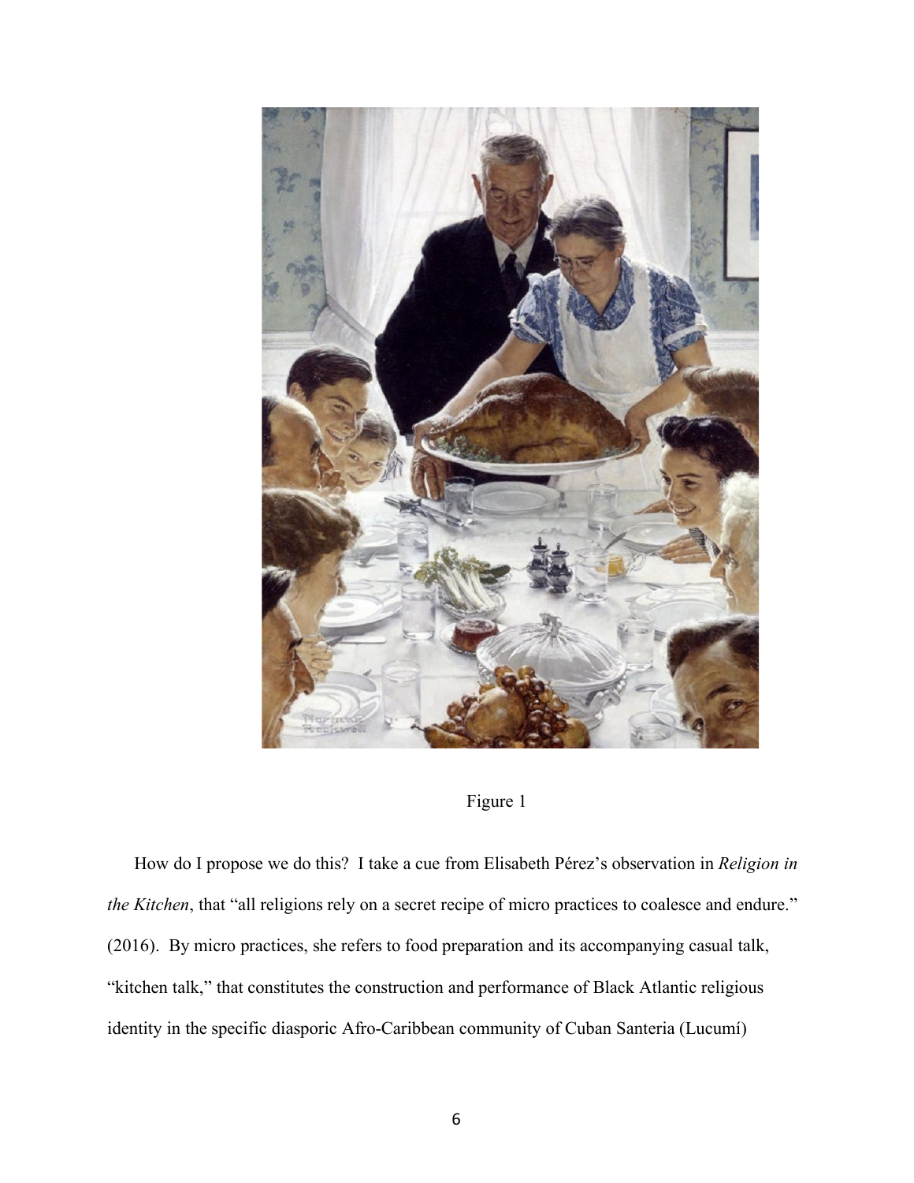Figure 1

How do I propose we do this? I take a cue from Elisabeth Pérez's observation in *Religion in the Kitchen*, that "all religions rely on a secret recipe of micro practices to coalesce and endure." (2016). By micro practices, she refers to food preparation and its accompanying casual talk, "kitchen talk," that constitutes the construction and performance of Black Atlantic religious identity in the specific diasporic Afro-Caribbean community of Cuban Santeria (Lucumí)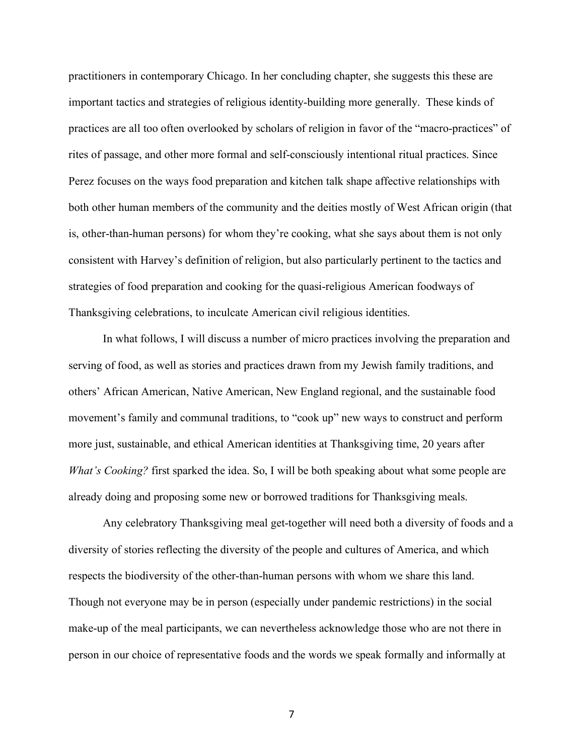practitioners in contemporary Chicago. In her concluding chapter, she suggests this these are important tactics and strategies of religious identity-building more generally. These kinds of practices are all too often overlooked by scholars of religion in favor of the "macro-practices" of rites of passage, and other more formal and self-consciously intentional ritual practices. Since Perez focuses on the ways food preparation and kitchen talk shape affective relationships with both other human members of the community and the deities mostly of West African origin (that is, other-than-human persons) for whom they're cooking, what she says about them is not only consistent with Harvey's definition of religion, but also particularly pertinent to the tactics and strategies of food preparation and cooking for the quasi-religious American foodways of Thanksgiving celebrations, to inculcate American civil religious identities.

In what follows, I will discuss a number of micro practices involving the preparation and serving of food, as well as stories and practices drawn from my Jewish family traditions, and others' African American, Native American, New England regional, and the sustainable food movement's family and communal traditions, to "cook up" new ways to construct and perform more just, sustainable, and ethical American identities at Thanksgiving time, 20 years after *What's Cooking?* first sparked the idea. So, I will be both speaking about what some people are already doing and proposing some new or borrowed traditions for Thanksgiving meals.

Any celebratory Thanksgiving meal get-together will need both a diversity of foods and a diversity of stories reflecting the diversity of the people and cultures of America, and which respects the biodiversity of the other-than-human persons with whom we share this land. Though not everyone may be in person (especially under pandemic restrictions) in the social make-up of the meal participants, we can nevertheless acknowledge those who are not there in person in our choice of representative foods and the words we speak formally and informally at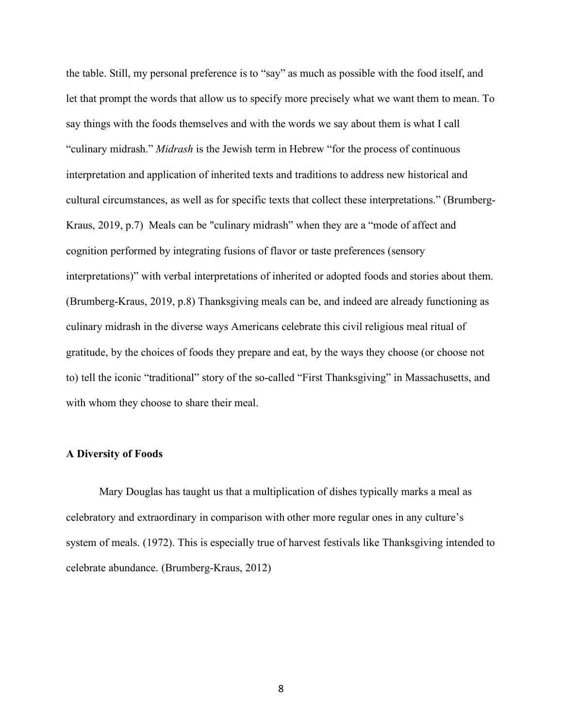the table. Still, my personal preference is to "say" as much as possible with the food itself, and let that prompt the words that allow us to specify more precisely what we want them to mean. To say things with the foods themselves and with the words we say about them is what I call "culinary midrash." *Midrash* is the Jewish term in Hebrew "for the process of continuous interpretation and application of inherited texts and traditions to address new historical and cultural circumstances, as well as for specific texts that collect these interpretations." (Brumberg-Kraus, 2019, p.7) Meals can be "culinary midrash" when they are a "mode of affect and cognition performed by integrating fusions of flavor or taste preferences (sensory interpretations)" with verbal interpretations of inherited or adopted foods and stories about them. (Brumberg-Kraus, 2019, p.8) Thanksgiving meals can be, and indeed are already functioning as culinary midrash in the diverse ways Americans celebrate this civil religious meal ritual of gratitude, by the choices of foods they prepare and eat, by the ways they choose (or choose not to) tell the iconic "traditional" story of the so-called "First Thanksgiving" in Massachusetts, and with whom they choose to share their meal.

**A Diversity of Foods**

Mary Douglas has taught us that a multiplication of dishes typically marks a meal as celebratory and extraordinary in comparison with other more regular ones in any culture's system of meals. (1972). This is especially true of harvest festivals like Thanksgiving intended to celebrate abundance. (Brumberg-Kraus, 2012)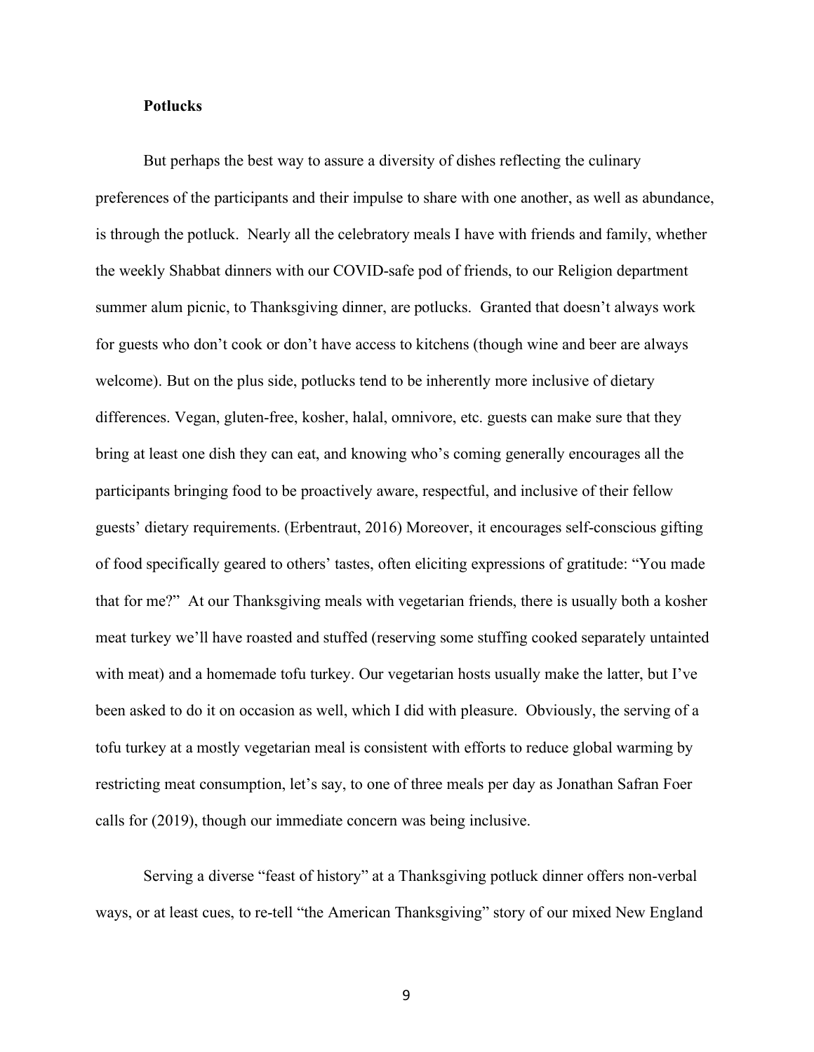**Potlucks**

But perhaps the best way to assure a diversity of dishes reflecting the culinary preferences of the participants and their impulse to share with one another, as well as abundance, is through the potluck. Nearly all the celebratory meals I have with friends and family, whether the weekly Shabbat dinners with our COVID-safe pod of friends, to our Religion department summer alum picnic, to Thanksgiving dinner, are potlucks. Granted that doesn't always work for guests who don't cook or don't have access to kitchens (though wine and beer are always welcome). But on the plus side, potlucks tend to be inherently more inclusive of dietary differences. Vegan, gluten-free, kosher, halal, omnivore, etc. guests can make sure that they bring at least one dish they can eat, and knowing who's coming generally encourages all the participants bringing food to be proactively aware, respectful, and inclusive of their fellow guests' dietary requirements. (Erbentraut, 2016) Moreover, it encourages self-conscious gifting of food specifically geared to others' tastes, often eliciting expressions of gratitude: "You made that for me?" At our Thanksgiving meals with vegetarian friends, there is usually both a kosher meat turkey we'll have roasted and stuffed (reserving some stuffing cooked separately untainted with meat) and a homemade tofu turkey. Our vegetarian hosts usually make the latter, but I've been asked to do it on occasion as well, which I did with pleasure. Obviously, the serving of a tofu turkey at a mostly vegetarian meal is consistent with efforts to reduce global warming by restricting meat consumption, let's say, to one of three meals per day as Jonathan Safran Foer calls for (2019), though our immediate concern was being inclusive.

Serving a diverse "feast of history" at a Thanksgiving potluck dinner offers non-verbal ways, or at least cues, to re-tell "the American Thanksgiving" story of our mixed New England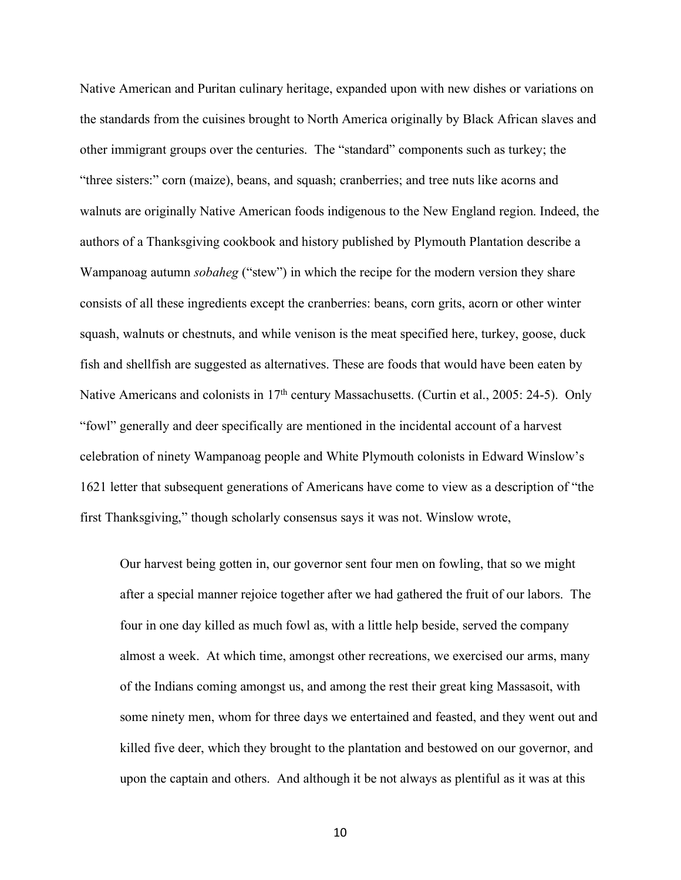Native American and Puritan culinary heritage, expanded upon with new dishes or variations on the standards from the cuisines brought to North America originally by Black African slaves and other immigrant groups over the centuries. The "standard" components such as turkey; the "three sisters:" corn (maize), beans, and squash; cranberries; and tree nuts like acorns and walnuts are originally Native American foods indigenous to the New England region. Indeed, the authors of a Thanksgiving cookbook and history published by Plymouth Plantation describe a Wampanoag autumn *sobaheg* ("stew") in which the recipe for the modern version they share consists of all these ingredients except the cranberries: beans, corn grits, acorn or other winter squash, walnuts or chestnuts, and while venison is the meat specified here, turkey, goose, duck fish and shellfish are suggested as alternatives. These are foods that would have been eaten by Native Americans and colonists in 17th century Massachusetts. (Curtin et al., 2005: 24-5). Only "fowl" generally and deer specifically are mentioned in the incidental account of a harvest celebration of ninety Wampanoag people and White Plymouth colonists in Edward Winslow's 1621 letter that subsequent generations of Americans have come to view as a description of "the first Thanksgiving," though scholarly consensus says it was not. Winslow wrote,

> Our harvest being gotten in, our governor sent four men on fowling, that so we might after a special manner rejoice together after we had gathered the fruit of our labors. The four in one day killed as much fowl as, with a little help beside, served the company almost a week. At which time, amongst other recreations, we exercised our arms, many of the Indians coming amongst us, and among the rest their great king Massasoit, with some ninety men, whom for three days we entertained and feasted, and they went out and killed five deer, which they brought to the plantation and bestowed on our governor, and upon the captain and others. And although it be not always as plentiful as it was at this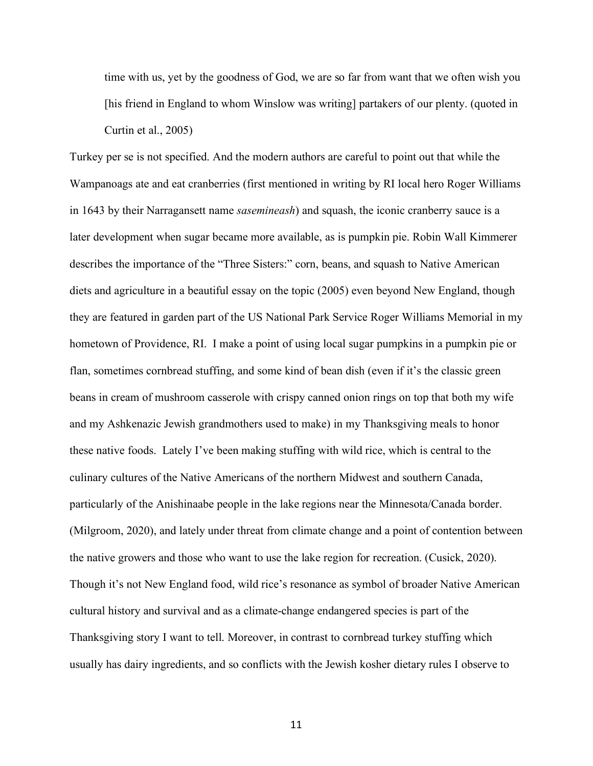> time with us, yet by the goodness of God, we are so far from want that we often wish you [his friend in England to whom Winslow was writing] partakers of our plenty. (quoted in Curtin et al., 2005)

Turkey per se is not specified. And the modern authors are careful to point out that while the Wampanoags ate and eat cranberries (first mentioned in writing by RI local hero Roger Williams in 1643 by their Narragansett name *sasemineash*) and squash, the iconic cranberry sauce is a later development when sugar became more available, as is pumpkin pie. Robin Wall Kimmerer describes the importance of the "Three Sisters:" corn, beans, and squash to Native American diets and agriculture in a beautiful essay on the topic (2005) even beyond New England, though they are featured in garden part of the US National Park Service Roger Williams Memorial in my hometown of Providence, RI. I make a point of using local sugar pumpkins in a pumpkin pie or flan, sometimes cornbread stuffing, and some kind of bean dish (even if it's the classic green beans in cream of mushroom casserole with crispy canned onion rings on top that both my wife and my Ashkenazic Jewish grandmothers used to make) in my Thanksgiving meals to honor these native foods. Lately I've been making stuffing with wild rice, which is central to the culinary cultures of the Native Americans of the northern Midwest and southern Canada, particularly of the Anishinaabe people in the lake regions near the Minnesota/Canada border. (Milgroom, 2020), and lately under threat from climate change and a point of contention between the native growers and those who want to use the lake region for recreation. (Cusick, 2020). Though it's not New England food, wild rice's resonance as symbol of broader Native American cultural history and survival and as a climate-change endangered species is part of the Thanksgiving story I want to tell. Moreover, in contrast to cornbread turkey stuffing which usually has dairy ingredients, and so conflicts with the Jewish kosher dietary rules I observe to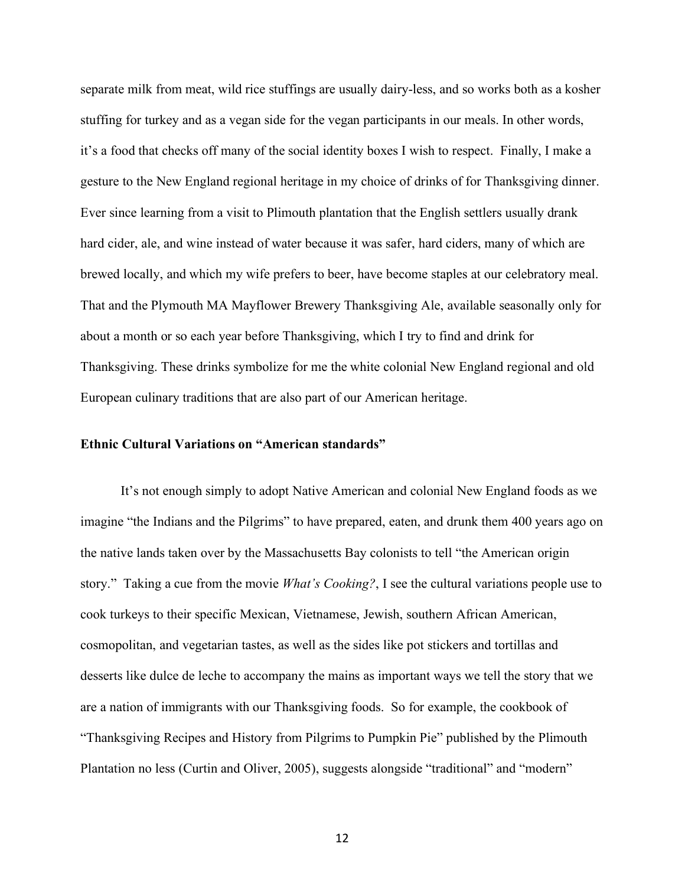separate milk from meat, wild rice stuffings are usually dairy-less, and so works both as a kosher stuffing for turkey and as a vegan side for the vegan participants in our meals. In other words, it's a food that checks off many of the social identity boxes I wish to respect. Finally, I make a gesture to the New England regional heritage in my choice of drinks of for Thanksgiving dinner. Ever since learning from a visit to Plimouth plantation that the English settlers usually drank hard cider, ale, and wine instead of water because it was safer, hard ciders, many of which are brewed locally, and which my wife prefers to beer, have become staples at our celebratory meal. That and the Plymouth MA Mayflower Brewery Thanksgiving Ale, available seasonally only for about a month or so each year before Thanksgiving, which I try to find and drink for Thanksgiving. These drinks symbolize for me the white colonial New England regional and old European culinary traditions that are also part of our American heritage.

### Ethnic Cultural Variations on "American standards"

It's not enough simply to adopt Native American and colonial New England foods as we imagine "the Indians and the Pilgrims" to have prepared, eaten, and drunk them 400 years ago on the native lands taken over by the Massachusetts Bay colonists to tell "the American origin story." Taking a cue from the movie *What's Cooking?*, I see the cultural variations people use to cook turkeys to their specific Mexican, Vietnamese, Jewish, southern African American, cosmopolitan, and vegetarian tastes, as well as the sides like pot stickers and tortillas and desserts like dulce de leche to accompany the mains as important ways we tell the story that we are a nation of immigrants with our Thanksgiving foods. So for example, the cookbook of "Thanksgiving Recipes and History from Pilgrims to Pumpkin Pie" published by the Plimouth Plantation no less (Curtin and Oliver, 2005), suggests alongside "traditional" and "modern"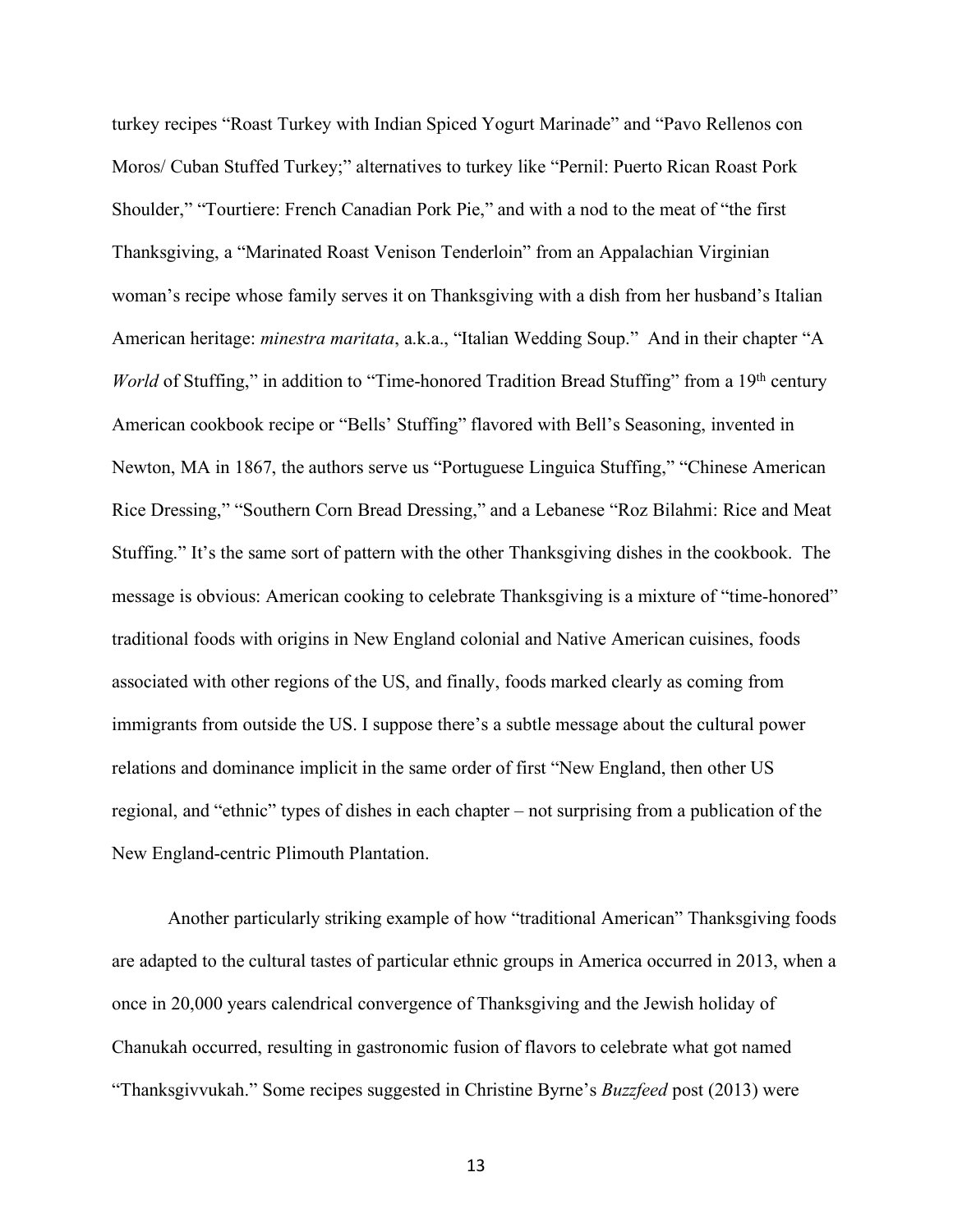turkey recipes “Roast Turkey with Indian Spiced Yogurt Marinade” and “Pavo Rellenos con Moros/ Cuban Stuffed Turkey;” alternatives to turkey like “Pernil: Puerto Rican Roast Pork Shoulder,” “Tourtiere: French Canadian Pork Pie,” and with a nod to the meat of “the first Thanksgiving, a “Marinated Roast Venison Tenderloin” from an Appalachian Virginian woman’s recipe whose family serves it on Thanksgiving with a dish from her husband’s Italian American heritage: *minestra maritata*, a.k.a., “Italian Wedding Soup.” And in their chapter “A *World* of Stuffing,” in addition to “Time-honored Tradition Bread Stuffing” from a 19th century American cookbook recipe or “Bells’ Stuffing” flavored with Bell’s Seasoning, invented in Newton, MA in 1867, the authors serve us “Portuguese Linguica Stuffing,” “Chinese American Rice Dressing,” “Southern Corn Bread Dressing,” and a Lebanese “Roz Bilahmi: Rice and Meat Stuffing.” It’s the same sort of pattern with the other Thanksgiving dishes in the cookbook. The message is obvious: American cooking to celebrate Thanksgiving is a mixture of “time-honored” traditional foods with origins in New England colonial and Native American cuisines, foods associated with other regions of the US, and finally, foods marked clearly as coming from immigrants from outside the US. I suppose there’s a subtle message about the cultural power relations and dominance implicit in the same order of first “New England, then other US regional, and “ethnic” types of dishes in each chapter – not surprising from a publication of the New England-centric Plimouth Plantation.

Another particularly striking example of how “traditional American” Thanksgiving foods are adapted to the cultural tastes of particular ethnic groups in America occurred in 2013, when a once in 20,000 years calendrical convergence of Thanksgiving and the Jewish holiday of Chanukah occurred, resulting in gastronomic fusion of flavors to celebrate what got named “Thanksgivvukah.” Some recipes suggested in Christine Byrne’s *Buzzfeed* post (2013) were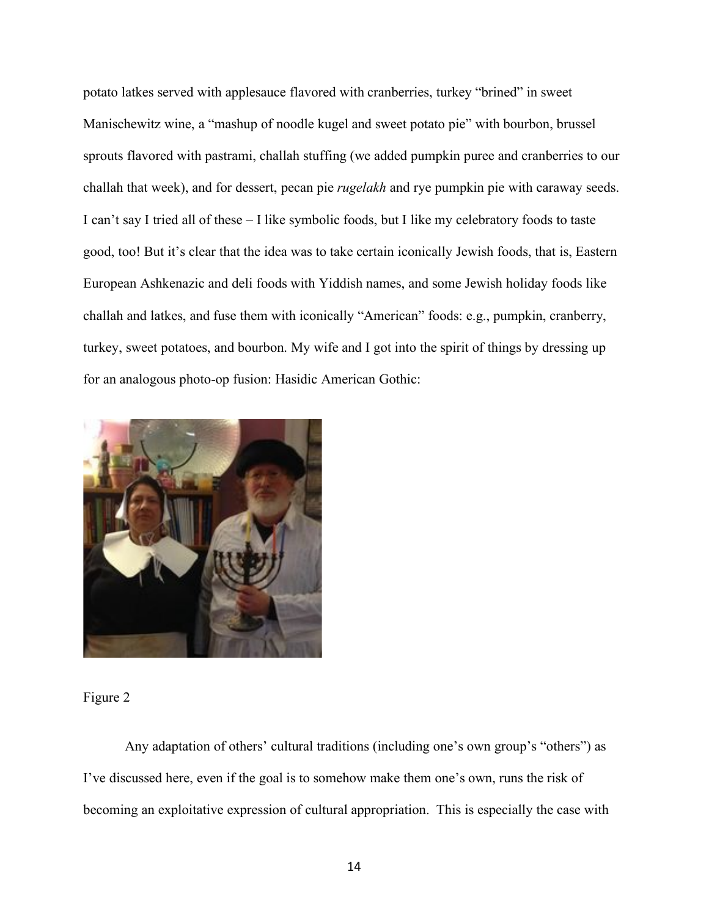potato latkes served with applesauce flavored with cranberries, turkey "brined" in sweet Manischewitz wine, a "mashup of noodle kugel and sweet potato pie" with bourbon, brussel sprouts flavored with pastrami, challah stuffing (we added pumpkin puree and cranberries to our challah that week), and for dessert, pecan pie *rugelakh* and rye pumpkin pie with caraway seeds. I can't say I tried all of these – I like symbolic foods, but I like my celebratory foods to taste good, too! But it's clear that the idea was to take certain iconically Jewish foods, that is, Eastern European Ashkenazic and deli foods with Yiddish names, and some Jewish holiday foods like challah and latkes, and fuse them with iconically "American" foods: e.g., pumpkin, cranberry, turkey, sweet potatoes, and bourbon. My wife and I got into the spirit of things by dressing up for an analogous photo-op fusion: Hasidic American Gothic:

Figure 2

Any adaptation of others' cultural traditions (including one's own group's "others") as I've discussed here, even if the goal is to somehow make them one's own, runs the risk of becoming an exploitative expression of cultural appropriation. This is especially the case with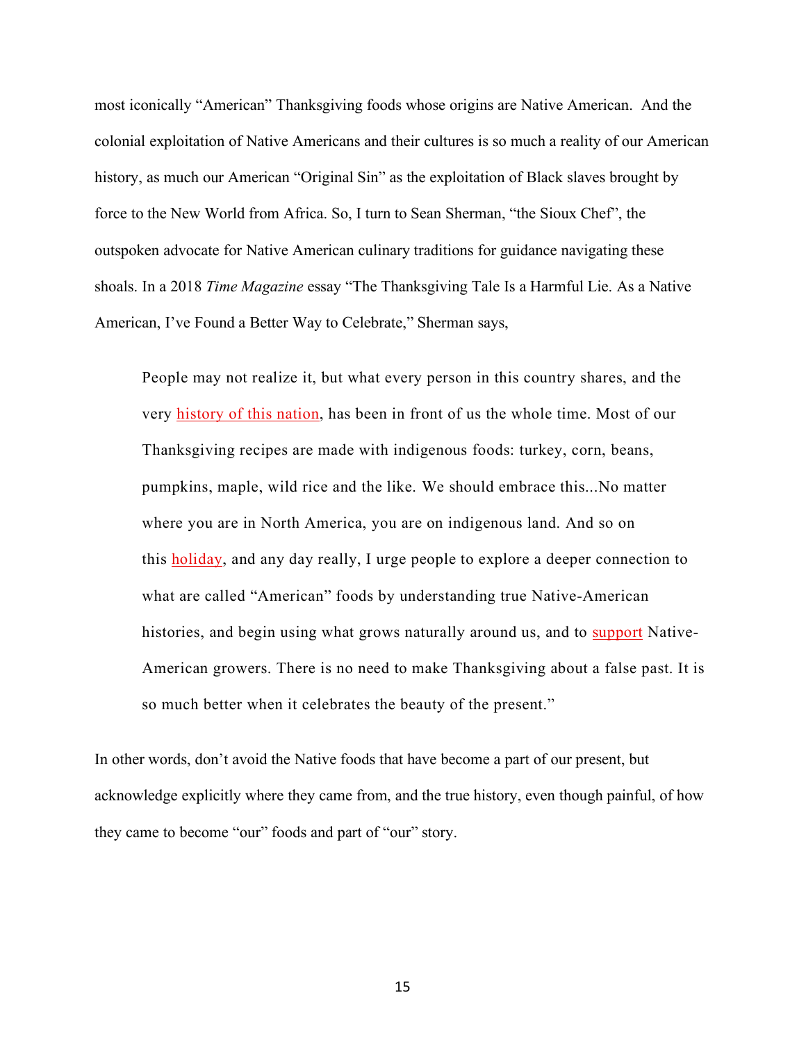most iconically "American" Thanksgiving foods whose origins are Native American. And the colonial exploitation of Native Americans and their cultures is so much a reality of our American history, as much our American "Original Sin" as the exploitation of Black slaves brought by force to the New World from Africa. So, I turn to Sean Sherman, "the Sioux Chef", the outspoken advocate for Native American culinary traditions for guidance navigating these shoals. In a 2018 *Time Magazine* essay "The Thanksgiving Tale Is a Harmful Lie. As a Native American, I've Found a Better Way to Celebrate," Sherman says,

> People may not realize it, but what every person in this country shares, and the very history of this nation, has been in front of us the whole time. Most of our Thanksgiving recipes are made with indigenous foods: turkey, corn, beans, pumpkins, maple, wild rice and the like. We should embrace this...No matter where you are in North America, you are on indigenous land. And so on this holiday, and any day really, I urge people to explore a deeper connection to what are called "American" foods by understanding true Native-American histories, and begin using what grows naturally around us, and to support Native-American growers. There is no need to make Thanksgiving about a false past. It is so much better when it celebrates the beauty of the present."

In other words, don't avoid the Native foods that have become a part of our present, but acknowledge explicitly where they came from, and the true history, even though painful, of how they came to become "our" foods and part of "our" story.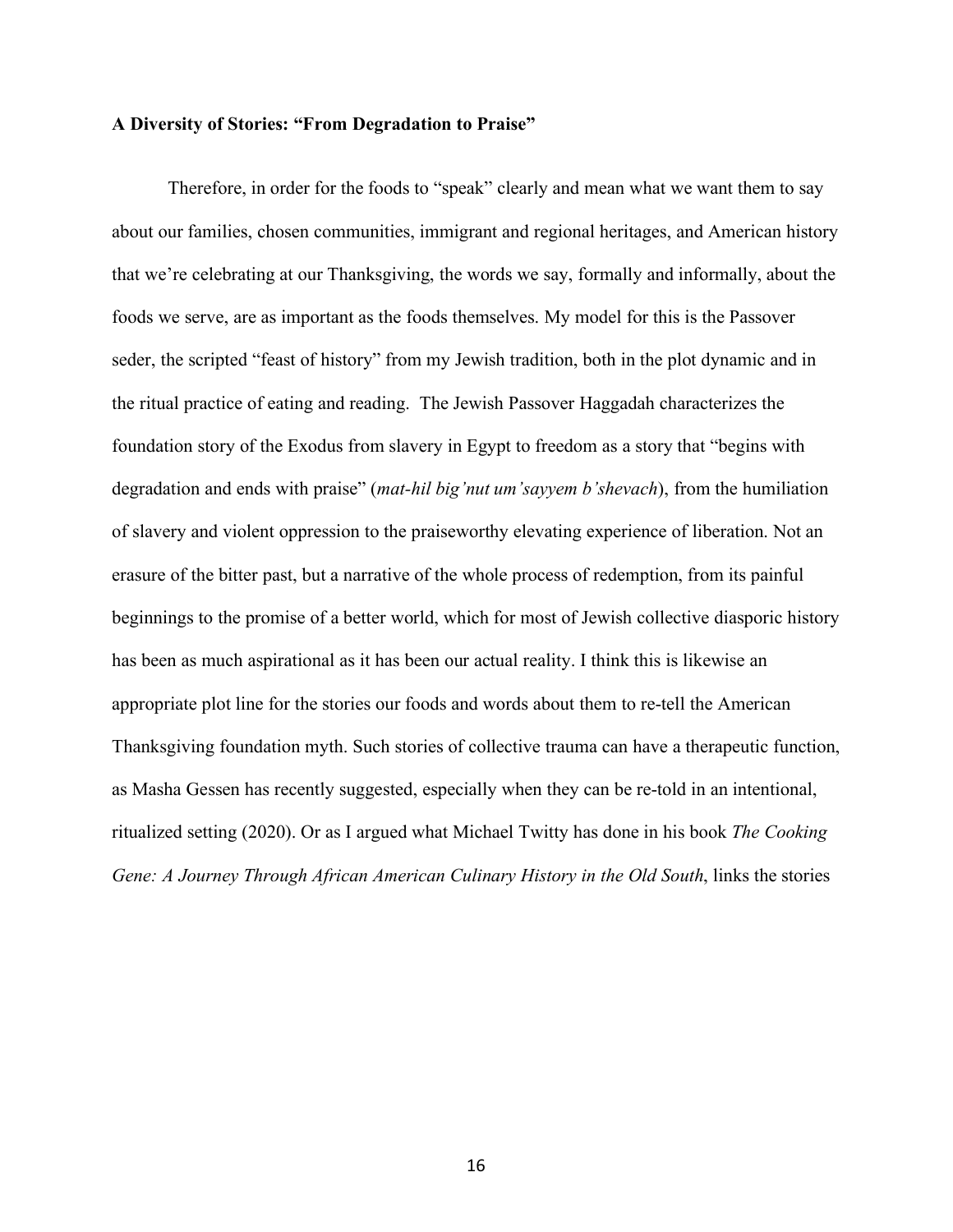**A Diversity of Stories: "From Degradation to Praise"**

Therefore, in order for the foods to "speak" clearly and mean what we want them to say about our families, chosen communities, immigrant and regional heritages, and American history that we're celebrating at our Thanksgiving, the words we say, formally and informally, about the foods we serve, are as important as the foods themselves. My model for this is the Passover seder, the scripted "feast of history" from my Jewish tradition, both in the plot dynamic and in the ritual practice of eating and reading. The Jewish Passover Haggadah characterizes the foundation story of the Exodus from slavery in Egypt to freedom as a story that "begins with degradation and ends with praise" (*mat-hil big'nut um'sayyem b'shevach*), from the humiliation of slavery and violent oppression to the praiseworthy elevating experience of liberation. Not an erasure of the bitter past, but a narrative of the whole process of redemption, from its painful beginnings to the promise of a better world, which for most of Jewish collective diasporic history has been as much aspirational as it has been our actual reality. I think this is likewise an appropriate plot line for the stories our foods and words about them to re-tell the American Thanksgiving foundation myth. Such stories of collective trauma can have a therapeutic function, as Masha Gessen has recently suggested, especially when they can be re-told in an intentional, ritualized setting (2020). Or as I argued what Michael Twitty has done in his book *The Cooking Gene: A Journey Through African American Culinary History in the Old South*, links the stories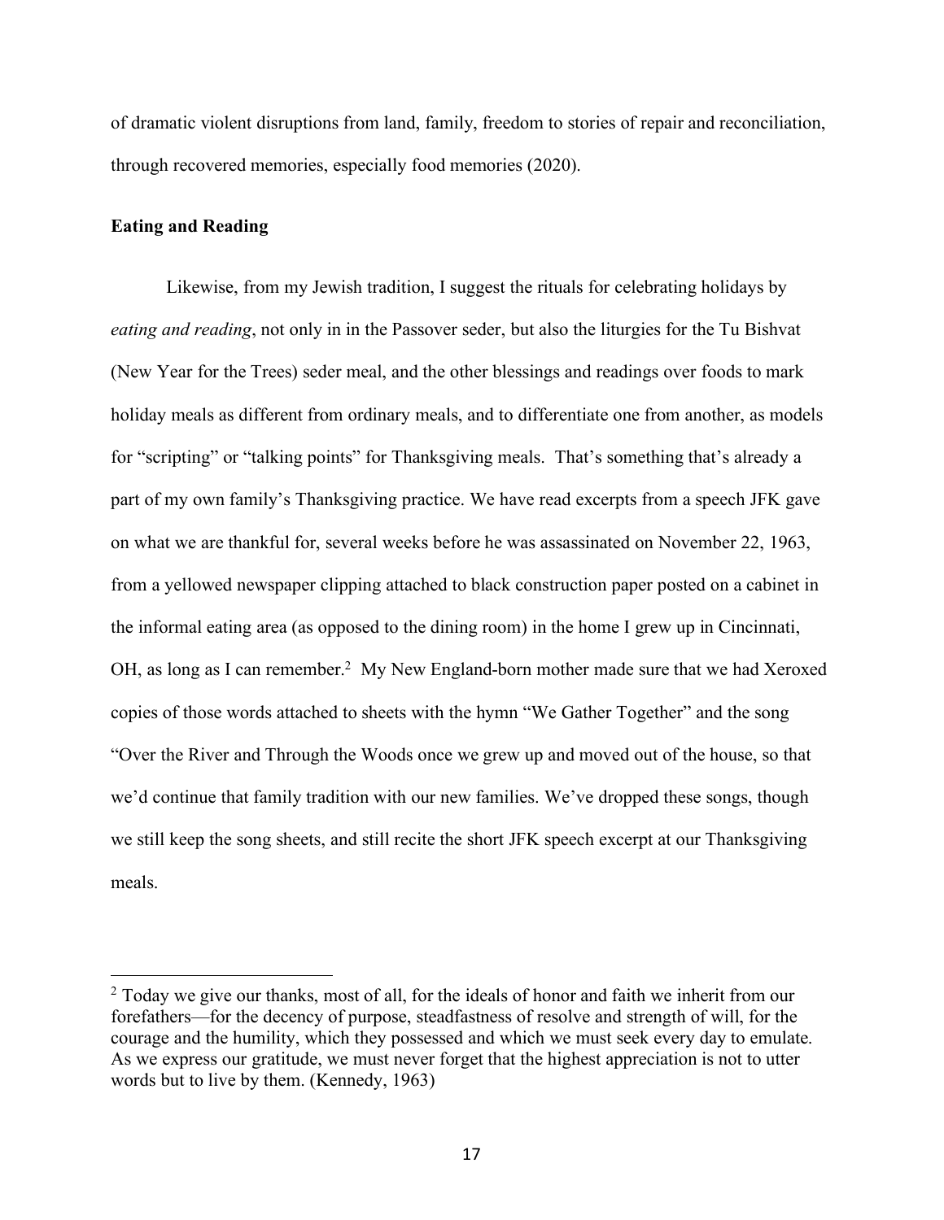of dramatic violent disruptions from land, family, freedom to stories of repair and reconciliation, through recovered memories, especially food memories (2020).

**Eating and Reading**

Likewise, from my Jewish tradition, I suggest the rituals for celebrating holidays by *eating and reading*, not only in in the Passover seder, but also the liturgies for the Tu Bishvat (New Year for the Trees) seder meal, and the other blessings and readings over foods to mark holiday meals as different from ordinary meals, and to differentiate one from another, as models for "scripting" or "talking points" for Thanksgiving meals. That's something that's already a part of my own family's Thanksgiving practice. We have read excerpts from a speech JFK gave on what we are thankful for, several weeks before he was assassinated on November 22, 1963, from a yellowed newspaper clipping attached to black construction paper posted on a cabinet in the informal eating area (as opposed to the dining room) in the home I grew up in Cincinnati, OH, as long as I can remember.[2] My New England-born mother made sure that we had Xeroxed copies of those words attached to sheets with the hymn "We Gather Together" and the song "Over the River and Through the Woods once we grew up and moved out of the house, so that we'd continue that family tradition with our new families. We've dropped these songs, though we still keep the song sheets, and still recite the short JFK speech excerpt at our Thanksgiving meals.

---

[2] Today we give our thanks, most of all, for the ideals of honor and faith we inherit from our forefathers—for the decency of purpose, steadfastness of resolve and strength of will, for the courage and the humility, which they possessed and which we must seek every day to emulate. As we express our gratitude, we must never forget that the highest appreciation is not to utter words but to live by them. (Kennedy, 1963)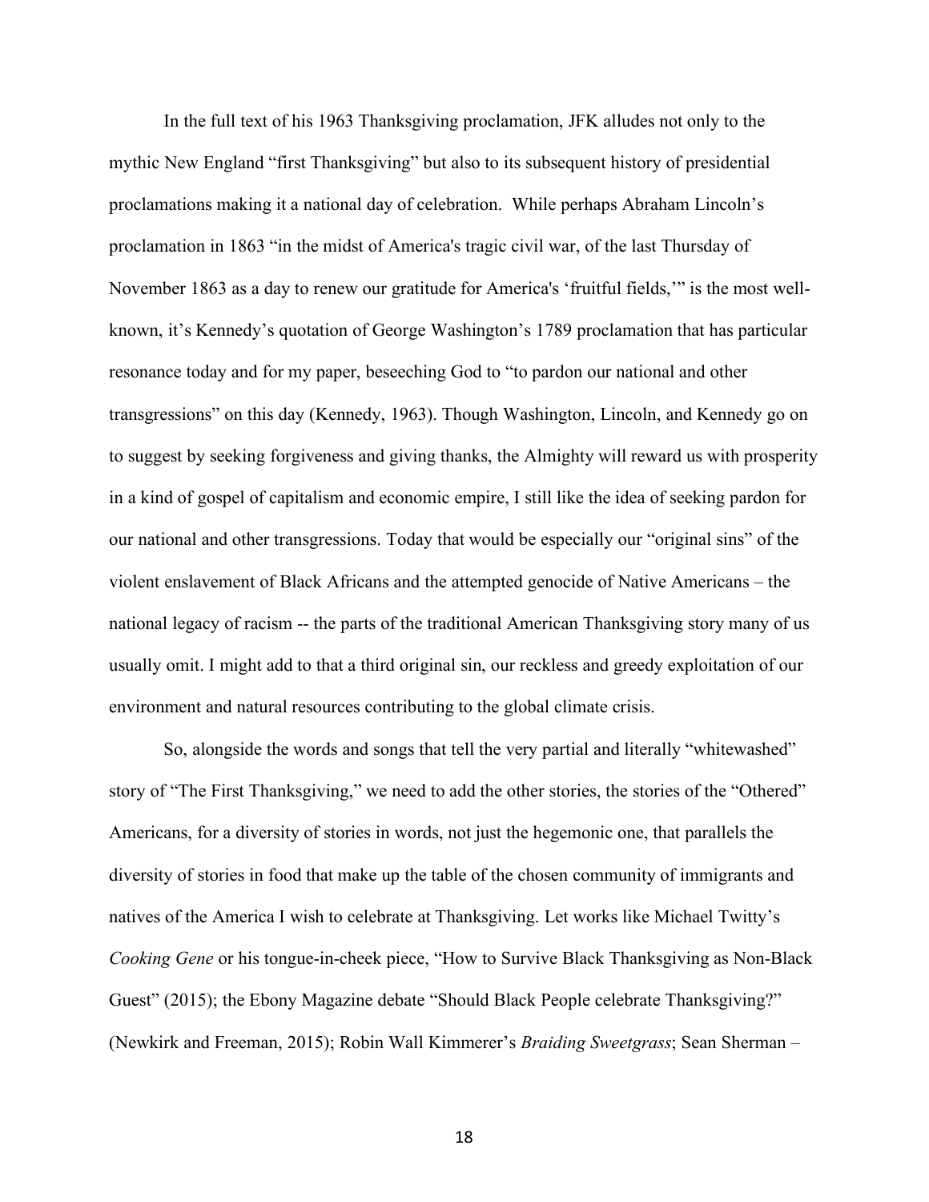In the full text of his 1963 Thanksgiving proclamation, JFK alludes not only to the mythic New England "first Thanksgiving" but also to its subsequent history of presidential proclamations making it a national day of celebration. While perhaps Abraham Lincoln's proclamation in 1863 "in the midst of America's tragic civil war, of the last Thursday of November 1863 as a day to renew our gratitude for America's 'fruitful fields,'" is the most well-known, it's Kennedy's quotation of George Washington's 1789 proclamation that has particular resonance today and for my paper, beseeching God to "to pardon our national and other transgressions" on this day (Kennedy, 1963). Though Washington, Lincoln, and Kennedy go on to suggest by seeking forgiveness and giving thanks, the Almighty will reward us with prosperity in a kind of gospel of capitalism and economic empire, I still like the idea of seeking pardon for our national and other transgressions. Today that would be especially our "original sins" of the violent enslavement of Black Africans and the attempted genocide of Native Americans – the national legacy of racism -- the parts of the traditional American Thanksgiving story many of us usually omit. I might add to that a third original sin, our reckless and greedy exploitation of our environment and natural resources contributing to the global climate crisis.

So, alongside the words and songs that tell the very partial and literally "whitewashed" story of "The First Thanksgiving," we need to add the other stories, the stories of the "Othered" Americans, for a diversity of stories in words, not just the hegemonic one, that parallels the diversity of stories in food that make up the table of the chosen community of immigrants and natives of the America I wish to celebrate at Thanksgiving. Let works like Michael Twitty's *Cooking Gene* or his tongue-in-cheek piece, "How to Survive Black Thanksgiving as Non-Black Guest" (2015); the Ebony Magazine debate "Should Black People celebrate Thanksgiving?" (Newkirk and Freeman, 2015); Robin Wall Kimmerer's *Braiding Sweetgrass*; Sean Sherman –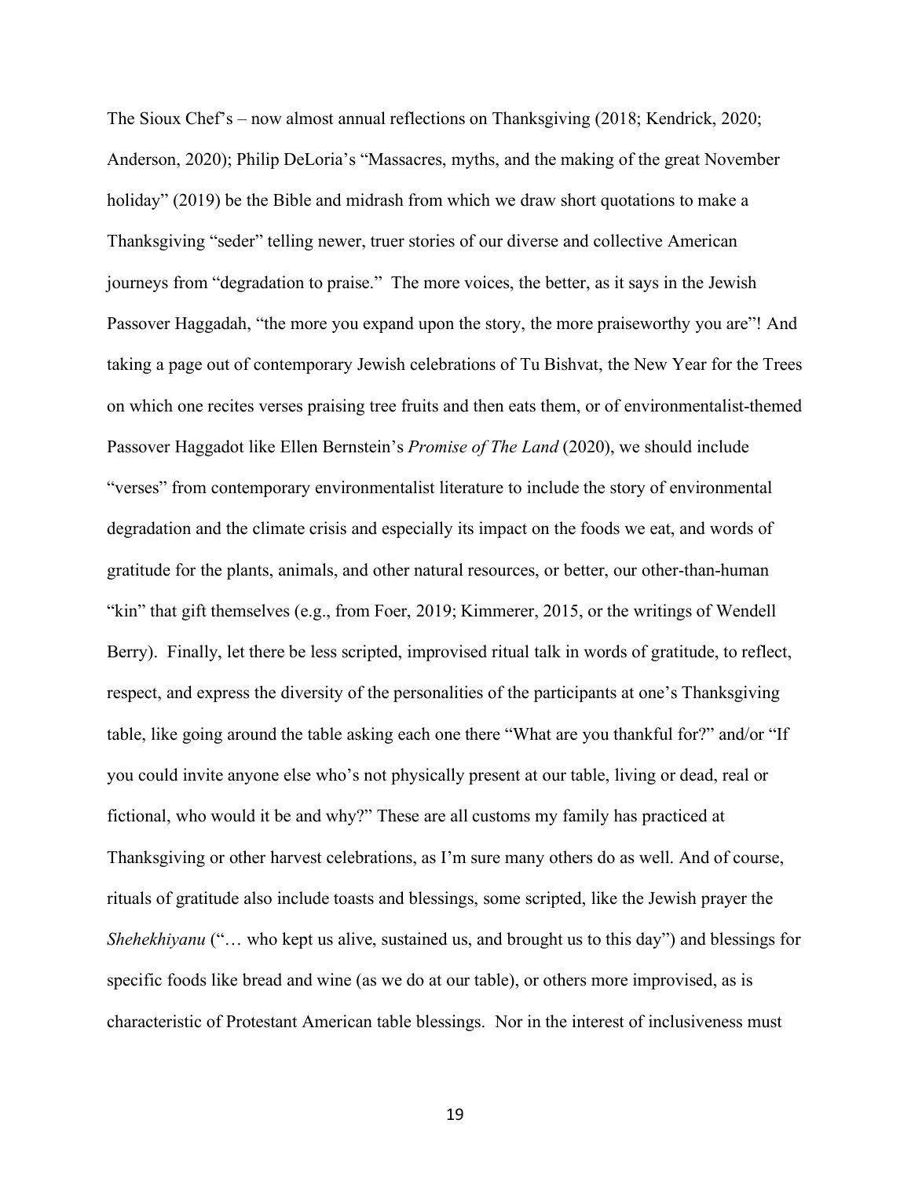The Sioux Chef's – now almost annual reflections on Thanksgiving (2018; Kendrick, 2020; Anderson, 2020); Philip DeLoria's "Massacres, myths, and the making of the great November holiday" (2019) be the Bible and midrash from which we draw short quotations to make a Thanksgiving "seder" telling newer, truer stories of our diverse and collective American journeys from "degradation to praise." The more voices, the better, as it says in the Jewish Passover Haggadah, "the more you expand upon the story, the more praiseworthy you are"! And taking a page out of contemporary Jewish celebrations of Tu Bishvat, the New Year for the Trees on which one recites verses praising tree fruits and then eats them, or of environmentalist-themed Passover Haggadot like Ellen Bernstein's *Promise of The Land* (2020), we should include "verses" from contemporary environmentalist literature to include the story of environmental degradation and the climate crisis and especially its impact on the foods we eat, and words of gratitude for the plants, animals, and other natural resources, or better, our other-than-human "kin" that gift themselves (e.g., from Foer, 2019; Kimmerer, 2015, or the writings of Wendell Berry). Finally, let there be less scripted, improvised ritual talk in words of gratitude, to reflect, respect, and express the diversity of the personalities of the participants at one's Thanksgiving table, like going around the table asking each one there "What are you thankful for?" and/or "If you could invite anyone else who's not physically present at our table, living or dead, real or fictional, who would it be and why?" These are all customs my family has practiced at Thanksgiving or other harvest celebrations, as I'm sure many others do as well. And of course, rituals of gratitude also include toasts and blessings, some scripted, like the Jewish prayer the *Shehekhiyanu* ("… who kept us alive, sustained us, and brought us to this day") and blessings for specific foods like bread and wine (as we do at our table), or others more improvised, as is characteristic of Protestant American table blessings. Nor in the interest of inclusiveness must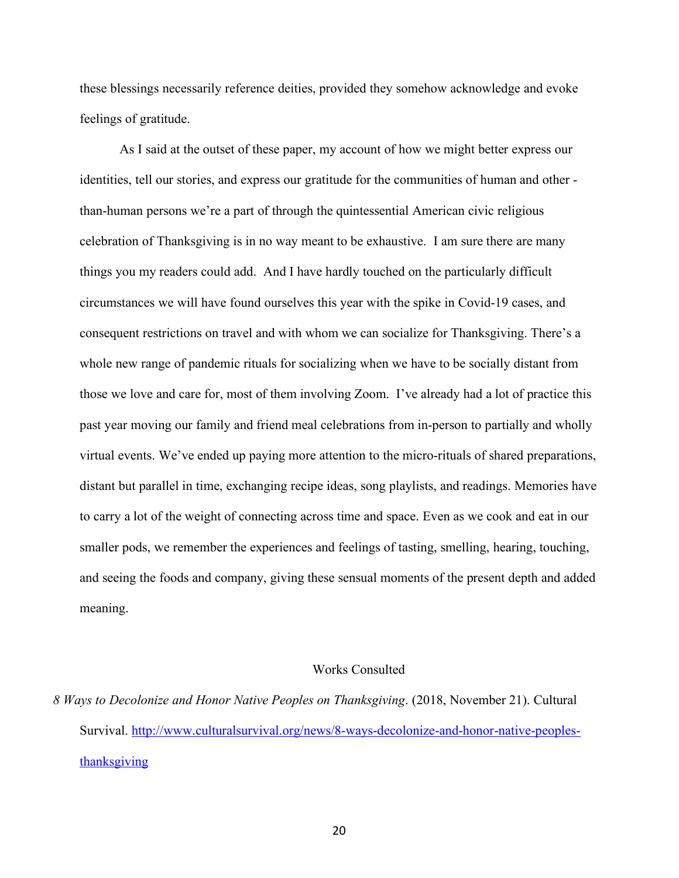these blessings necessarily reference deities, provided they somehow acknowledge and evoke feelings of gratitude.

As I said at the outset of these paper, my account of how we might better express our identities, tell our stories, and express our gratitude for the communities of human and other - than-human persons we're a part of through the quintessential American civic religious celebration of Thanksgiving is in no way meant to be exhaustive. I am sure there are many things you my readers could add. And I have hardly touched on the particularly difficult circumstances we will have found ourselves this year with the spike in Covid-19 cases, and consequent restrictions on travel and with whom we can socialize for Thanksgiving. There's a whole new range of pandemic rituals for socializing when we have to be socially distant from those we love and care for, most of them involving Zoom. I've already had a lot of practice this past year moving our family and friend meal celebrations from in-person to partially and wholly virtual events. We've ended up paying more attention to the micro-rituals of shared preparations, distant but parallel in time, exchanging recipe ideas, song playlists, and readings. Memories have to carry a lot of the weight of connecting across time and space. Even as we cook and eat in our smaller pods, we remember the experiences and feelings of tasting, smelling, hearing, touching, and seeing the foods and company, giving these sensual moments of the present depth and added meaning.

## Works Consulted

*8 Ways to Decolonize and Honor Native Peoples on Thanksgiving*. (2018, November 21). Cultural Survival. http://www.culturalsurvival.org/news/8-ways-decolonize-and-honor-native-peoples-thanksgiving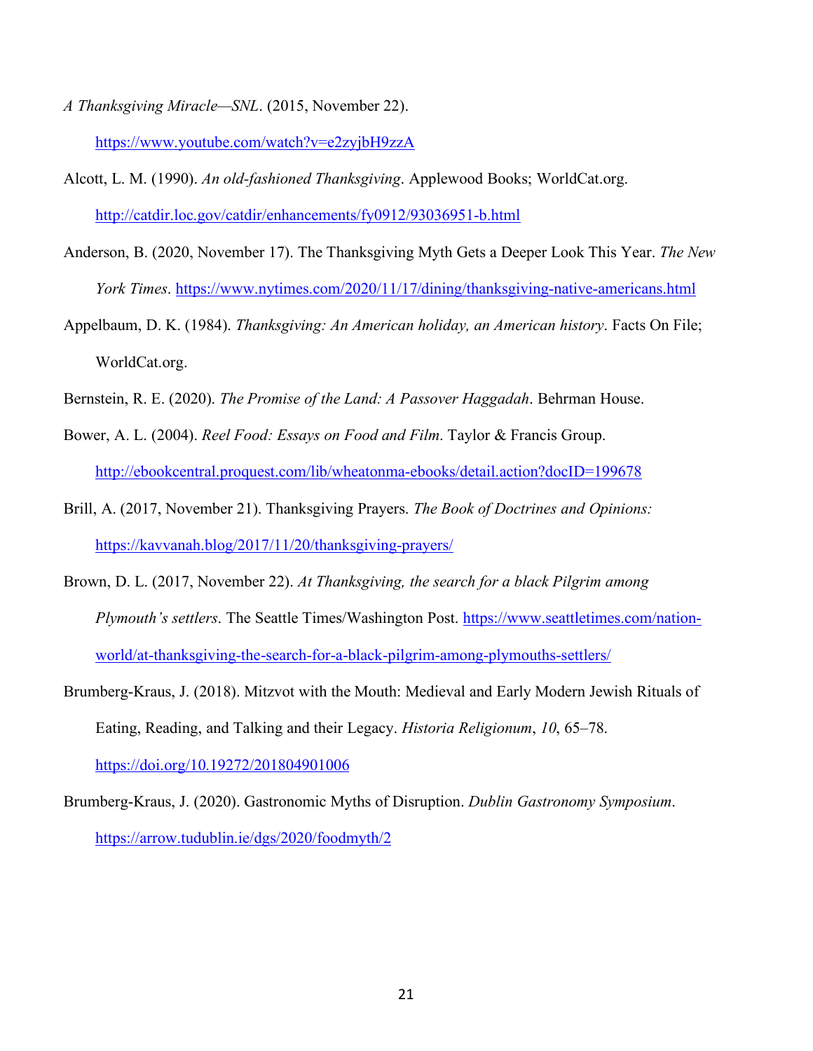*A Thanksgiving Miracle—SNL*. (2015, November 22). https://www.youtube.com/watch?v=e2zyjbH9zzA

Alcott, L. M. (1990). *An old-fashioned Thanksgiving*. Applewood Books; WorldCat.org. http://catdir.loc.gov/catdir/enhancements/fy0912/93036951-b.html

Anderson, B. (2020, November 17). The Thanksgiving Myth Gets a Deeper Look This Year. *The New York Times*. https://www.nytimes.com/2020/11/17/dining/thanksgiving-native-americans.html

Appelbaum, D. K. (1984). *Thanksgiving: An American holiday, an American history*. Facts On File; WorldCat.org.

Bernstein, R. E. (2020). *The Promise of the Land: A Passover Haggadah*. Behrman House.

Bower, A. L. (2004). *Reel Food: Essays on Food and Film*. Taylor & Francis Group. http://ebookcentral.proquest.com/lib/wheatonma-ebooks/detail.action?docID=199678

Brill, A. (2017, November 21). Thanksgiving Prayers. *The Book of Doctrines and Opinions:* https://kavvanah.blog/2017/11/20/thanksgiving-prayers/

Brown, D. L. (2017, November 22). *At Thanksgiving, the search for a black Pilgrim among Plymouth's settlers*. The Seattle Times/Washington Post. https://www.seattletimes.com/nation-world/at-thanksgiving-the-search-for-a-black-pilgrim-among-plymouths-settlers/

Brumberg-Kraus, J. (2018). Mitzvot with the Mouth: Medieval and Early Modern Jewish Rituals of Eating, Reading, and Talking and their Legacy. *Historia Religionum*, *10*, 65–78. https://doi.org/10.19272/201804901006

Brumberg-Kraus, J. (2020). Gastronomic Myths of Disruption. *Dublin Gastronomy Symposium*. https://arrow.tudublin.ie/dgs/2020/foodmyth/2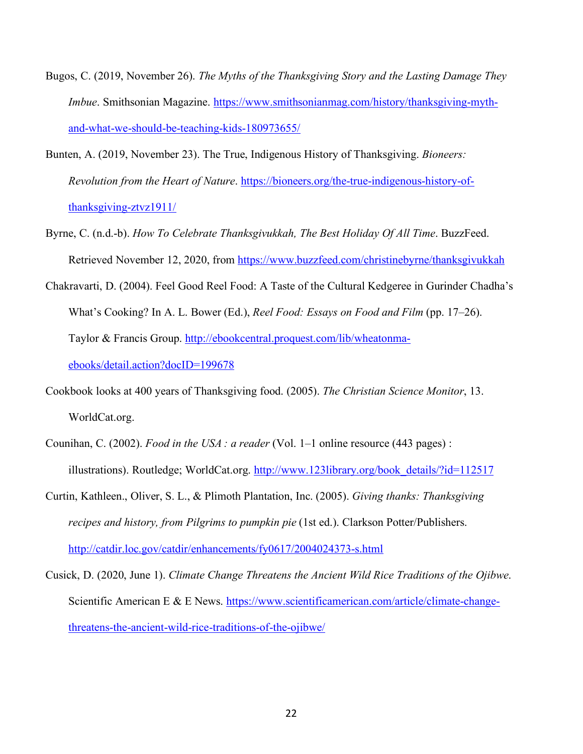Bugos, C. (2019, November 26). *The Myths of the Thanksgiving Story and the Lasting Damage They Imbue*. Smithsonian Magazine. https://www.smithsonianmag.com/history/thanksgiving-myth-and-what-we-should-be-teaching-kids-180973655/

Bunten, A. (2019, November 23). The True, Indigenous History of Thanksgiving. *Bioneers: Revolution from the Heart of Nature*. https://bioneers.org/the-true-indigenous-history-of-thanksgiving-ztvz1911/

Byrne, C. (n.d.-b). *How To Celebrate Thanksgivukkah, The Best Holiday Of All Time*. BuzzFeed. Retrieved November 12, 2020, from https://www.buzzfeed.com/christinebyrne/thanksgivukkah

Chakravarti, D. (2004). Feel Good Reel Food: A Taste of the Cultural Kedgeree in Gurinder Chadha's What's Cooking? In A. L. Bower (Ed.), *Reel Food: Essays on Food and Film* (pp. 17–26). Taylor & Francis Group. http://ebookcentral.proquest.com/lib/wheatonma-ebooks/detail.action?docID=199678

Cookbook looks at 400 years of Thanksgiving food. (2005). *The Christian Science Monitor*, 13. WorldCat.org.

Counihan, C. (2002). *Food in the USA : a reader* (Vol. 1–1 online resource (443 pages) : illustrations). Routledge; WorldCat.org. http://www.123library.org/book_details/?id=112517

Curtin, Kathleen., Oliver, S. L., & Plimoth Plantation, Inc. (2005). *Giving thanks: Thanksgiving recipes and history, from Pilgrims to pumpkin pie* (1st ed.). Clarkson Potter/Publishers. http://catdir.loc.gov/catdir/enhancements/fy0617/2004024373-s.html

Cusick, D. (2020, June 1). *Climate Change Threatens the Ancient Wild Rice Traditions of the Ojibwe.* Scientific American E & E News. https://www.scientificamerican.com/article/climate-change-threatens-the-ancient-wild-rice-traditions-of-the-ojibwe/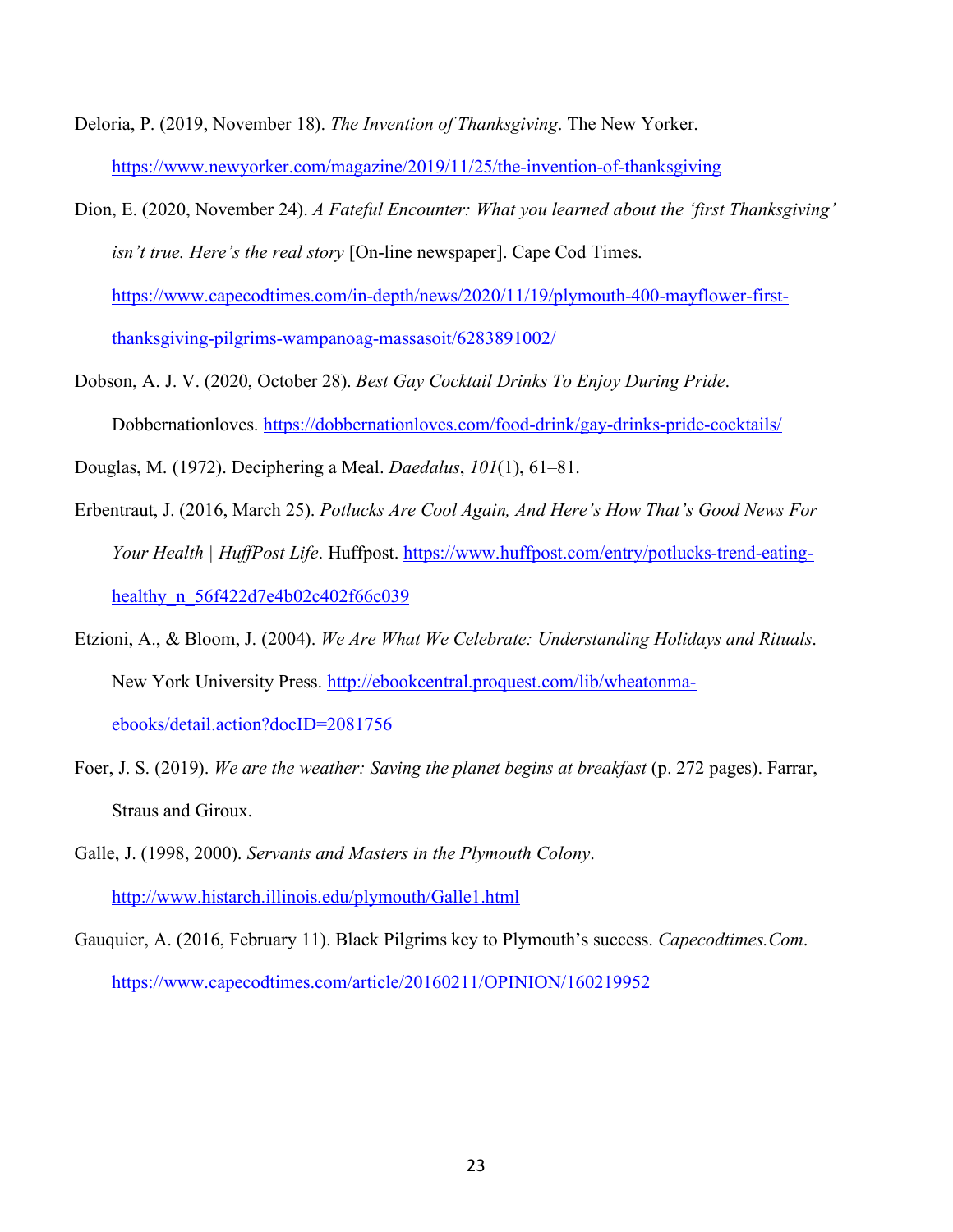Deloria, P. (2019, November 18). *The Invention of Thanksgiving*. The New Yorker. https://www.newyorker.com/magazine/2019/11/25/the-invention-of-thanksgiving

Dion, E. (2020, November 24). *A Fateful Encounter: What you learned about the 'first Thanksgiving' isn't true. Here's the real story* [On-line newspaper]. Cape Cod Times. https://www.capecodtimes.com/in-depth/news/2020/11/19/plymouth-400-mayflower-first-thanksgiving-pilgrims-wampanoag-massasoit/6283891002/

Dobson, A. J. V. (2020, October 28). *Best Gay Cocktail Drinks To Enjoy During Pride*. Dobbernationloves. https://dobbernationloves.com/food-drink/gay-drinks-pride-cocktails/

Douglas, M. (1972). Deciphering a Meal. *Daedalus*, *101*(1), 61–81.

Erbentraut, J. (2016, March 25). *Potlucks Are Cool Again, And Here's How That's Good News For Your Health | HuffPost Life*. Huffpost. https://www.huffpost.com/entry/potlucks-trend-eating-healthy_n_56f422d7e4b02c402f66c039

Etzioni, A., & Bloom, J. (2004). *We Are What We Celebrate: Understanding Holidays and Rituals*. New York University Press. http://ebookcentral.proquest.com/lib/wheatonma-ebooks/detail.action?docID=2081756

Foer, J. S. (2019). *We are the weather: Saving the planet begins at breakfast* (p. 272 pages). Farrar, Straus and Giroux.

Galle, J. (1998, 2000). *Servants and Masters in the Plymouth Colony*. http://www.histarch.illinois.edu/plymouth/Galle1.html

Gauquier, A. (2016, February 11). Black Pilgrims key to Plymouth's success. *Capecodtimes.Com*. https://www.capecodtimes.com/article/20160211/OPINION/160219952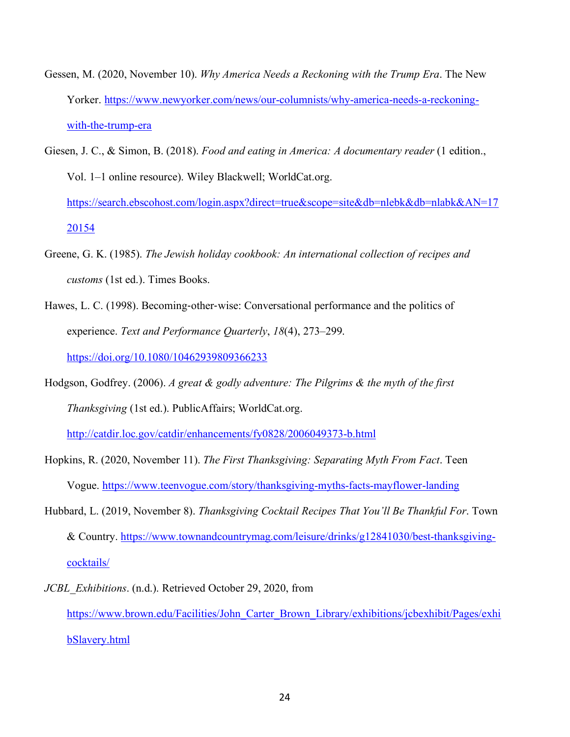Gessen, M. (2020, November 10). *Why America Needs a Reckoning with the Trump Era*. The New Yorker. https://www.newyorker.com/news/our-columnists/why-america-needs-a-reckoning-with-the-trump-era

Giesen, J. C., & Simon, B. (2018). *Food and eating in America: A documentary reader* (1 edition., Vol. 1–1 online resource). Wiley Blackwell; WorldCat.org. https://search.ebscohost.com/login.aspx?direct=true&scope=site&db=nlebk&db=nlabk&AN=1720154

Greene, G. K. (1985). *The Jewish holiday cookbook: An international collection of recipes and customs* (1st ed.). Times Books.

Hawes, L. C. (1998). Becoming‐other‐wise: Conversational performance and the politics of experience. *Text and Performance Quarterly*, *18*(4), 273–299. https://doi.org/10.1080/10462939809366233

Hodgson, Godfrey. (2006). *A great & godly adventure: The Pilgrims & the myth of the first Thanksgiving* (1st ed.). PublicAffairs; WorldCat.org. http://catdir.loc.gov/catdir/enhancements/fy0828/2006049373-b.html

Hopkins, R. (2020, November 11). *The First Thanksgiving: Separating Myth From Fact*. Teen Vogue. https://www.teenvogue.com/story/thanksgiving-myths-facts-mayflower-landing

Hubbard, L. (2019, November 8). *Thanksgiving Cocktail Recipes That You'll Be Thankful For*. Town & Country. https://www.townandcountrymag.com/leisure/drinks/g12841030/best-thanksgiving-cocktails/

*JCBL_Exhibitions*. (n.d.). Retrieved October 29, 2020, from https://www.brown.edu/Facilities/John_Carter_Brown_Library/exhibitions/jcbexhibit/Pages/exhibSlavery.html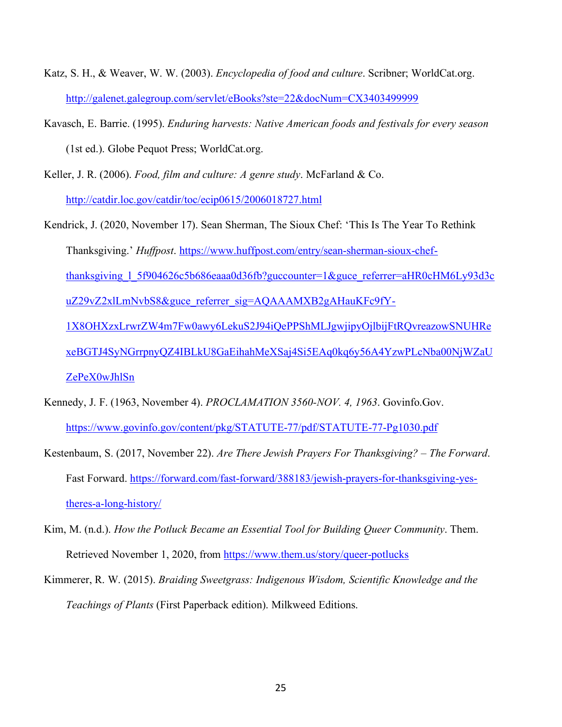Katz, S. H., & Weaver, W. W. (2003). *Encyclopedia of food and culture*. Scribner; WorldCat.org. http://galenet.galegroup.com/servlet/eBooks?ste=22&docNum=CX3403499999

Kavasch, E. Barrie. (1995). *Enduring harvests: Native American foods and festivals for every season* (1st ed.). Globe Pequot Press; WorldCat.org.

Keller, J. R. (2006). *Food, film and culture: A genre study*. McFarland & Co. http://catdir.loc.gov/catdir/toc/ecip0615/2006018727.html

Kendrick, J. (2020, November 17). Sean Sherman, The Sioux Chef: 'This Is The Year To Rethink Thanksgiving.' *Huffpost*. https://www.huffpost.com/entry/sean-sherman-sioux-chef-thanksgiving_l_5f904626c5b686eaaa0d36fb?guccounter=1&guce_referrer=aHR0cHM6Ly93d3cuZ29vZ2xlLmNvbS8&guce_referrer_sig=AQAAAMXB2gAHauKFc9fY-1X8OHXzxLrwrZW4m7Fw0awy6LekuS2J94iQePPShMLJgwjipyOjlbijFtRQvreazowSNUHRexeBGTJ4SyNGrrpnyQZ4IBLkU8GaEihahMeXSaj4Si5EAq0kq6y56A4YzwPLcNba00NjWZaUZePeX0wJhlSn

Kennedy, J. F. (1963, November 4). *PROCLAMATION 3560-NOV. 4, 1963*. Govinfo.Gov. https://www.govinfo.gov/content/pkg/STATUTE-77/pdf/STATUTE-77-Pg1030.pdf

Kestenbaum, S. (2017, November 22). *Are There Jewish Prayers For Thanksgiving? – The Forward*. Fast Forward. https://forward.com/fast-forward/388183/jewish-prayers-for-thanksgiving-yes-theres-a-long-history/

Kim, M. (n.d.). *How the Potluck Became an Essential Tool for Building Queer Community*. Them. Retrieved November 1, 2020, from https://www.them.us/story/queer-potlucks

Kimmerer, R. W. (2015). *Braiding Sweetgrass: Indigenous Wisdom, Scientific Knowledge and the Teachings of Plants* (First Paperback edition). Milkweed Editions.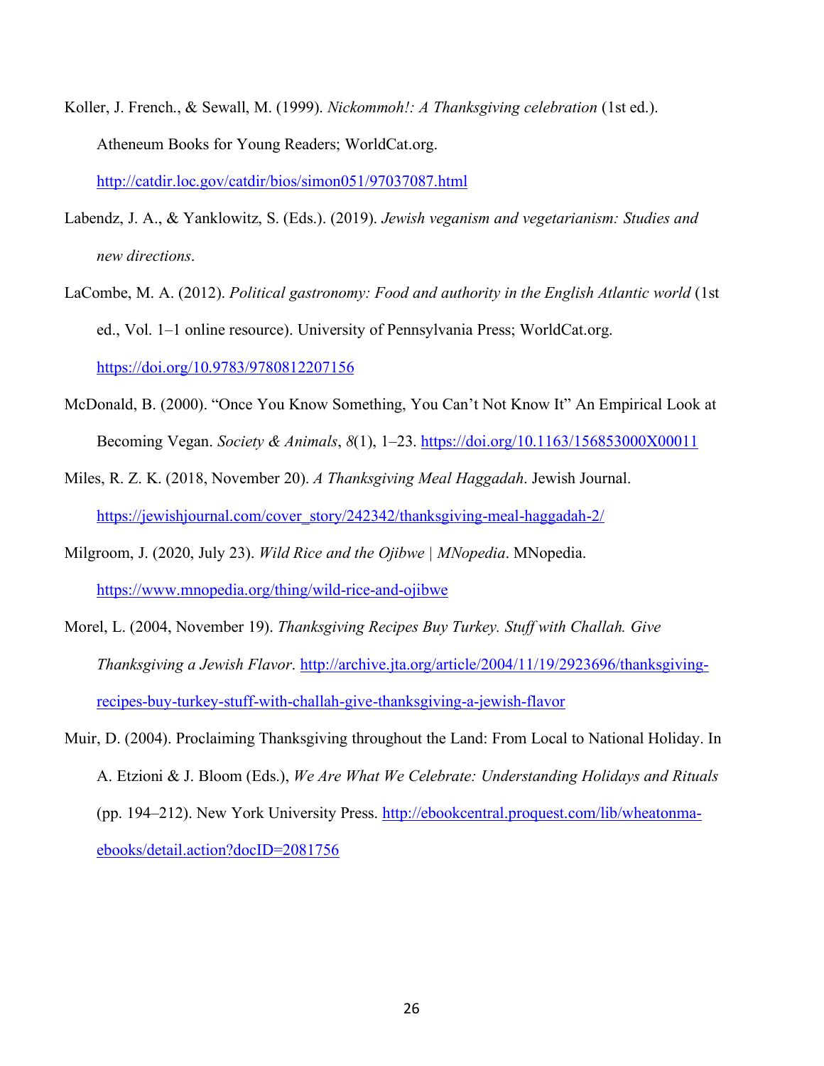Koller, J. French., & Sewall, M. (1999). *Nickommoh!: A Thanksgiving celebration* (1st ed.). Atheneum Books for Young Readers; WorldCat.org. http://catdir.loc.gov/catdir/bios/simon051/97037087.html

Labendz, J. A., & Yanklowitz, S. (Eds.). (2019). *Jewish veganism and vegetarianism: Studies and new directions*.

LaCombe, M. A. (2012). *Political gastronomy: Food and authority in the English Atlantic world* (1st ed., Vol. 1–1 online resource). University of Pennsylvania Press; WorldCat.org. https://doi.org/10.9783/9780812207156

McDonald, B. (2000). "Once You Know Something, You Can't Not Know It" An Empirical Look at Becoming Vegan. *Society & Animals*, *8*(1), 1–23. https://doi.org/10.1163/156853000X00011

Miles, R. Z. K. (2018, November 20). *A Thanksgiving Meal Haggadah*. Jewish Journal. https://jewishjournal.com/cover_story/242342/thanksgiving-meal-haggadah-2/

Milgroom, J. (2020, July 23). *Wild Rice and the Ojibwe | MNopedia*. MNopedia. https://www.mnopedia.org/thing/wild-rice-and-ojibwe

Morel, L. (2004, November 19). *Thanksgiving Recipes Buy Turkey. Stuff with Challah. Give Thanksgiving a Jewish Flavor*. http://archive.jta.org/article/2004/11/19/2923696/thanksgiving-recipes-buy-turkey-stuff-with-challah-give-thanksgiving-a-jewish-flavor

Muir, D. (2004). Proclaiming Thanksgiving throughout the Land: From Local to National Holiday. In A. Etzioni & J. Bloom (Eds.), *We Are What We Celebrate: Understanding Holidays and Rituals* (pp. 194–212). New York University Press. http://ebookcentral.proquest.com/lib/wheatonma-ebooks/detail.action?docID=2081756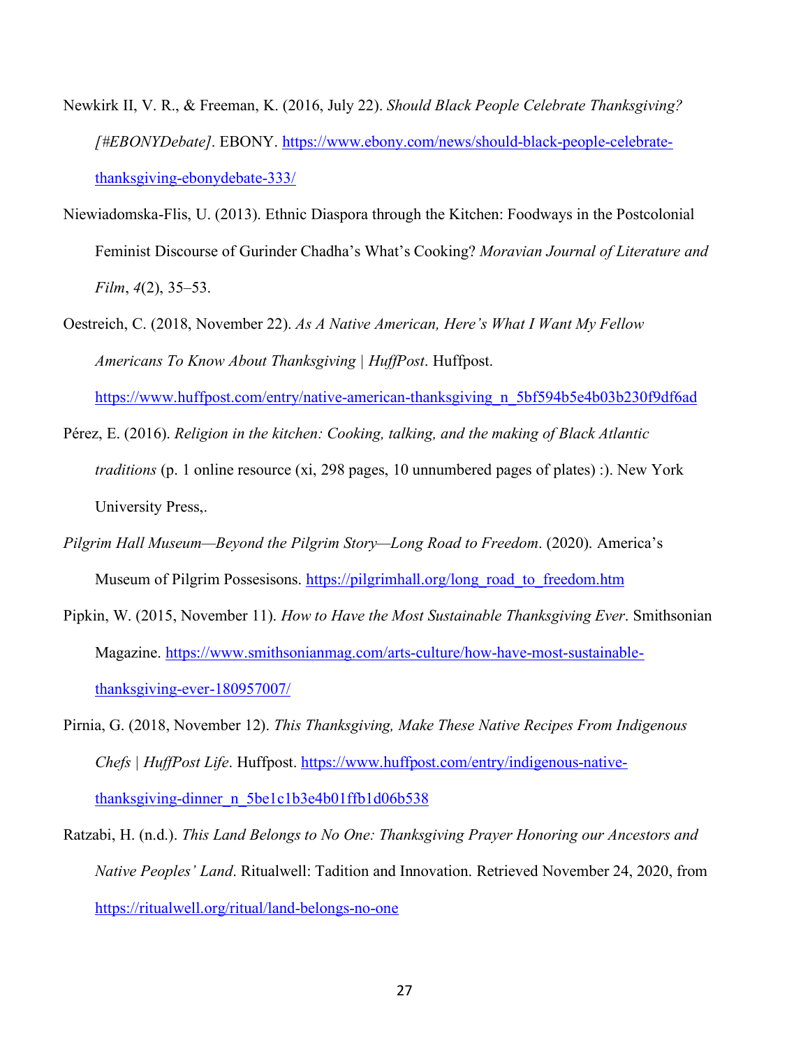Newkirk II, V. R., & Freeman, K. (2016, July 22). *Should Black People Celebrate Thanksgiving? [#EBONYDebate]*. EBONY. https://www.ebony.com/news/should-black-people-celebrate-thanksgiving-ebonydebate-333/

Niewiadomska-Flis, U. (2013). Ethnic Diaspora through the Kitchen: Foodways in the Postcolonial Feminist Discourse of Gurinder Chadha's What's Cooking? *Moravian Journal of Literature and Film*, *4*(2), 35–53.

Oestreich, C. (2018, November 22). *As A Native American, Here's What I Want My Fellow Americans To Know About Thanksgiving | HuffPost*. Huffpost. https://www.huffpost.com/entry/native-american-thanksgiving_n_5bf594b5e4b03b230f9df6ad

Pérez, E. (2016). *Religion in the kitchen: Cooking, talking, and the making of Black Atlantic traditions* (p. 1 online resource (xi, 298 pages, 10 unnumbered pages of plates) :). New York University Press,.

*Pilgrim Hall Museum—Beyond the Pilgrim Story—Long Road to Freedom*. (2020). America's Museum of Pilgrim Possesisons. https://pilgrimhall.org/long_road_to_freedom.htm

Pipkin, W. (2015, November 11). *How to Have the Most Sustainable Thanksgiving Ever*. Smithsonian Magazine. https://www.smithsonianmag.com/arts-culture/how-have-most-sustainable-thanksgiving-ever-180957007/

Pirnia, G. (2018, November 12). *This Thanksgiving, Make These Native Recipes From Indigenous Chefs | HuffPost Life*. Huffpost. https://www.huffpost.com/entry/indigenous-native-thanksgiving-dinner_n_5be1c1b3e4b01ffb1d06b538

Ratzabi, H. (n.d.). *This Land Belongs to No One: Thanksgiving Prayer Honoring our Ancestors and Native Peoples' Land*. Ritualwell: Tadition and Innovation. Retrieved November 24, 2020, from https://ritualwell.org/ritual/land-belongs-no-one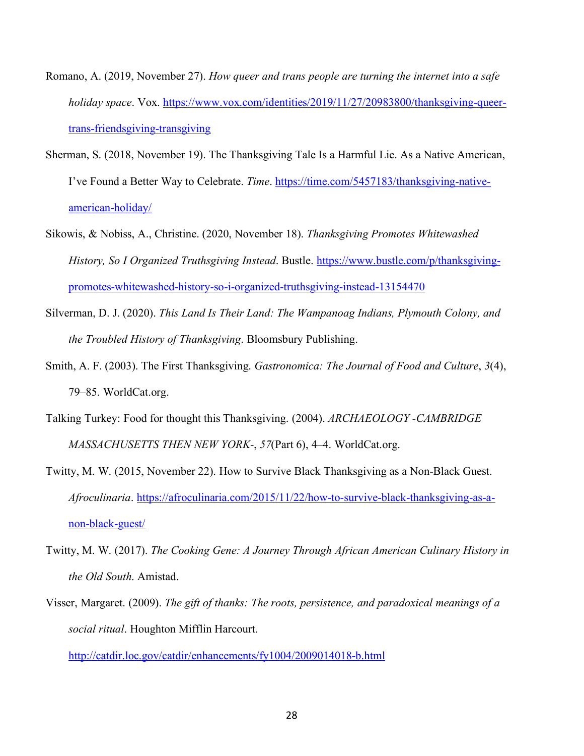Romano, A. (2019, November 27). *How queer and trans people are turning the internet into a safe holiday space*. Vox. https://www.vox.com/identities/2019/11/27/20983800/thanksgiving-queer-trans-friendsgiving-transgiving

Sherman, S. (2018, November 19). The Thanksgiving Tale Is a Harmful Lie. As a Native American, I've Found a Better Way to Celebrate. *Time*. https://time.com/5457183/thanksgiving-native-american-holiday/

Sikowis, & Nobiss, A., Christine. (2020, November 18). *Thanksgiving Promotes Whitewashed History, So I Organized Truthsgiving Instead*. Bustle. https://www.bustle.com/p/thanksgiving-promotes-whitewashed-history-so-i-organized-truthsgiving-instead-13154470

Silverman, D. J. (2020). *This Land Is Their Land: The Wampanoag Indians, Plymouth Colony, and the Troubled History of Thanksgiving*. Bloomsbury Publishing.

Smith, A. F. (2003). The First Thanksgiving. *Gastronomica: The Journal of Food and Culture*, *3*(4), 79–85. WorldCat.org.

Talking Turkey: Food for thought this Thanksgiving. (2004). *ARCHAEOLOGY -CAMBRIDGE MASSACHUSETTS THEN NEW YORK-*, *57*(Part 6), 4–4. WorldCat.org.

Twitty, M. W. (2015, November 22). How to Survive Black Thanksgiving as a Non-Black Guest. *Afroculinaria*. https://afroculinaria.com/2015/11/22/how-to-survive-black-thanksgiving-as-a-non-black-guest/

Twitty, M. W. (2017). *The Cooking Gene: A Journey Through African American Culinary History in the Old South*. Amistad.

Visser, Margaret. (2009). *The gift of thanks: The roots, persistence, and paradoxical meanings of a social ritual*. Houghton Mifflin Harcourt. http://catdir.loc.gov/catdir/enhancements/fy1004/2009014018-b.html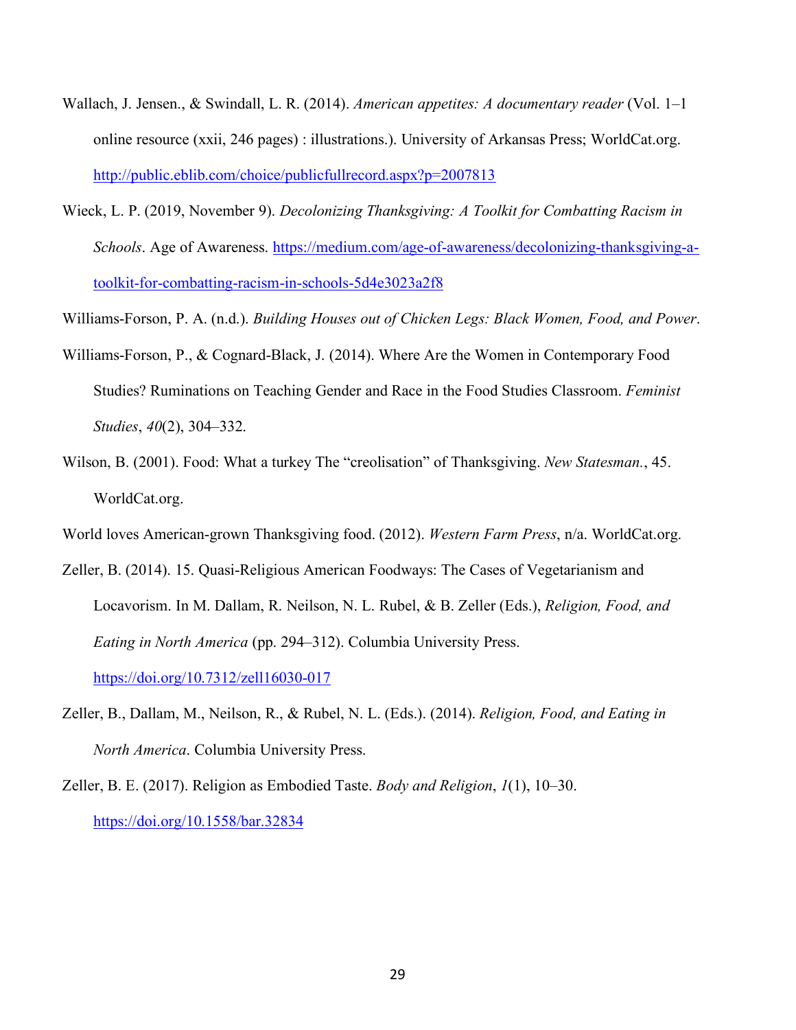Wallach, J. Jensen., & Swindall, L. R. (2014). *American appetites: A documentary reader* (Vol. 1–1 online resource (xxii, 246 pages) : illustrations.). University of Arkansas Press; WorldCat.org. http://public.eblib.com/choice/publicfullrecord.aspx?p=2007813

Wieck, L. P. (2019, November 9). *Decolonizing Thanksgiving: A Toolkit for Combatting Racism in Schools*. Age of Awareness. https://medium.com/age-of-awareness/decolonizing-thanksgiving-a-toolkit-for-combatting-racism-in-schools-5d4e3023a2f8

Williams-Forson, P. A. (n.d.). *Building Houses out of Chicken Legs: Black Women, Food, and Power*.

Williams-Forson, P., & Cognard-Black, J. (2014). Where Are the Women in Contemporary Food Studies? Ruminations on Teaching Gender and Race in the Food Studies Classroom. *Feminist Studies*, *40*(2), 304–332.

Wilson, B. (2001). Food: What a turkey The "creolisation" of Thanksgiving. *New Statesman.*, 45. WorldCat.org.

World loves American-grown Thanksgiving food. (2012). *Western Farm Press*, n/a. WorldCat.org.

Zeller, B. (2014). 15. Quasi-Religious American Foodways: The Cases of Vegetarianism and Locavorism. In M. Dallam, R. Neilson, N. L. Rubel, & B. Zeller (Eds.), *Religion, Food, and Eating in North America* (pp. 294–312). Columbia University Press. https://doi.org/10.7312/zell16030-017

Zeller, B., Dallam, M., Neilson, R., & Rubel, N. L. (Eds.). (2014). *Religion, Food, and Eating in North America*. Columbia University Press.

Zeller, B. E. (2017). Religion as Embodied Taste. *Body and Religion*, *1*(1), 10–30. https://doi.org/10.1558/bar.32834